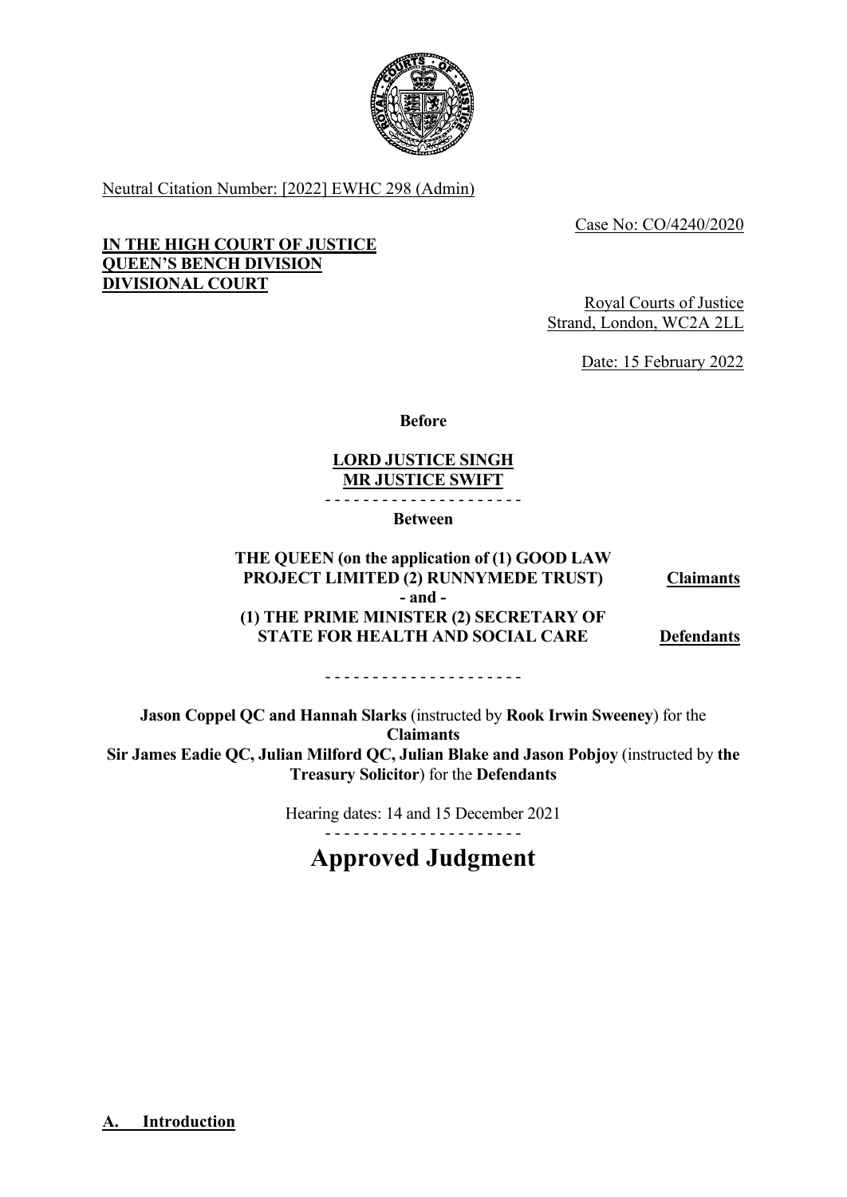Neutral Citation Number: [2022] EWHC 298 (Admin)

Case No: CO/4240/2020

**IN THE HIGH COURT OF JUSTICE**
**QUEEN'S BENCH DIVISION**
**DIVISIONAL COURT**

Royal Courts of Justice
Strand, London, WC2A 2LL

Date: 15 February 2022

**Before**

**LORD JUSTICE SINGH**
**MR JUSTICE SWIFT**

- - - - - - - - - - - - - - - - - - - - -

**Between**

**THE QUEEN (on the application of (1) GOOD LAW PROJECT LIMITED (2) RUNNYMEDE TRUST)** — **Claimants**

**- and -**

**(1) THE PRIME MINISTER (2) SECRETARY OF STATE FOR HEALTH AND SOCIAL CARE** — **Defendants**

- - - - - - - - - - - - - - - - - - - - -

**Jason Coppel QC and Hannah Slarks** (instructed by **Rook Irwin Sweeney**) for the **Claimants**
**Sir James Eadie QC, Julian Milford QC, Julian Blake and Jason Pobjoy** (instructed by **the Treasury Solicitor**) for the **Defendants**

Hearing dates: 14 and 15 December 2021

- - - - - - - - - - - - - - - - - - - - -

# Approved Judgment

## A. Introduction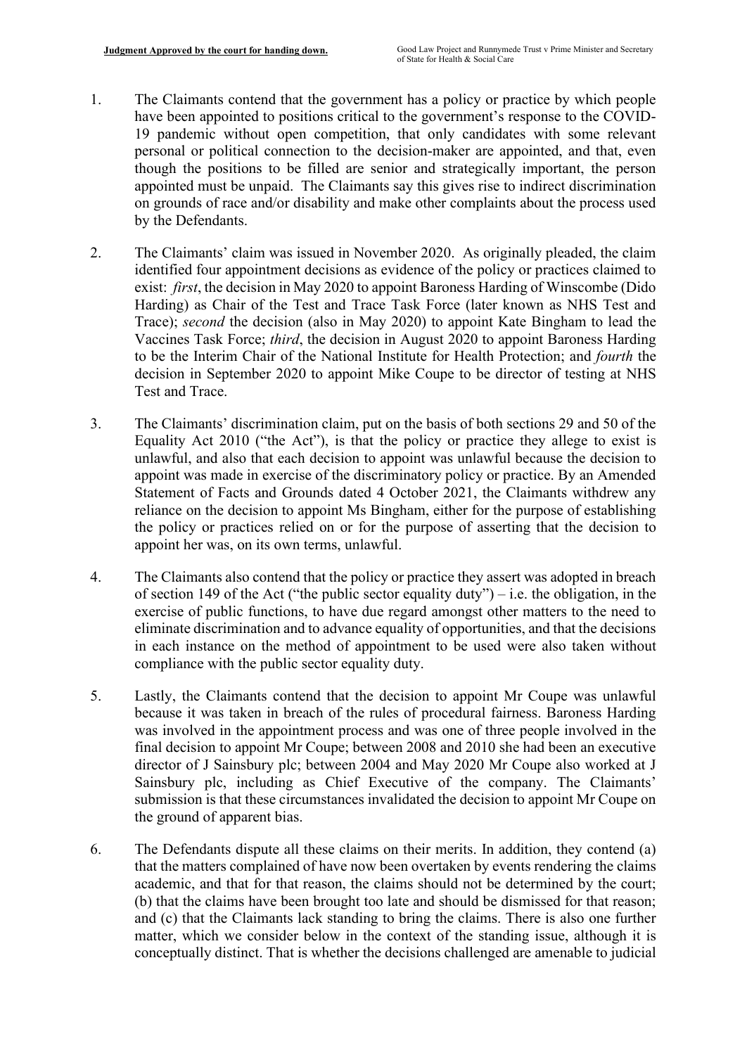1. The Claimants contend that the government has a policy or practice by which people have been appointed to positions critical to the government's response to the COVID-19 pandemic without open competition, that only candidates with some relevant personal or political connection to the decision-maker are appointed, and that, even though the positions to be filled are senior and strategically important, the person appointed must be unpaid. The Claimants say this gives rise to indirect discrimination on grounds of race and/or disability and make other complaints about the process used by the Defendants.

2. The Claimants' claim was issued in November 2020. As originally pleaded, the claim identified four appointment decisions as evidence of the policy or practices claimed to exist: *first*, the decision in May 2020 to appoint Baroness Harding of Winscombe (Dido Harding) as Chair of the Test and Trace Task Force (later known as NHS Test and Trace); *second* the decision (also in May 2020) to appoint Kate Bingham to lead the Vaccines Task Force; *third*, the decision in August 2020 to appoint Baroness Harding to be the Interim Chair of the National Institute for Health Protection; and *fourth* the decision in September 2020 to appoint Mike Coupe to be director of testing at NHS Test and Trace.

3. The Claimants' discrimination claim, put on the basis of both sections 29 and 50 of the Equality Act 2010 ("the Act"), is that the policy or practice they allege to exist is unlawful, and also that each decision to appoint was unlawful because the decision to appoint was made in exercise of the discriminatory policy or practice. By an Amended Statement of Facts and Grounds dated 4 October 2021, the Claimants withdrew any reliance on the decision to appoint Ms Bingham, either for the purpose of establishing the policy or practices relied on or for the purpose of asserting that the decision to appoint her was, on its own terms, unlawful.

4. The Claimants also contend that the policy or practice they assert was adopted in breach of section 149 of the Act ("the public sector equality duty") – i.e. the obligation, in the exercise of public functions, to have due regard amongst other matters to the need to eliminate discrimination and to advance equality of opportunities, and that the decisions in each instance on the method of appointment to be used were also taken without compliance with the public sector equality duty.

5. Lastly, the Claimants contend that the decision to appoint Mr Coupe was unlawful because it was taken in breach of the rules of procedural fairness. Baroness Harding was involved in the appointment process and was one of three people involved in the final decision to appoint Mr Coupe; between 2008 and 2010 she had been an executive director of J Sainsbury plc; between 2004 and May 2020 Mr Coupe also worked at J Sainsbury plc, including as Chief Executive of the company. The Claimants' submission is that these circumstances invalidated the decision to appoint Mr Coupe on the ground of apparent bias.

6. The Defendants dispute all these claims on their merits. In addition, they contend (a) that the matters complained of have now been overtaken by events rendering the claims academic, and that for that reason, the claims should not be determined by the court; (b) that the claims have been brought too late and should be dismissed for that reason; and (c) that the Claimants lack standing to bring the claims. There is also one further matter, which we consider below in the context of the standing issue, although it is conceptually distinct. That is whether the decisions challenged are amenable to judicial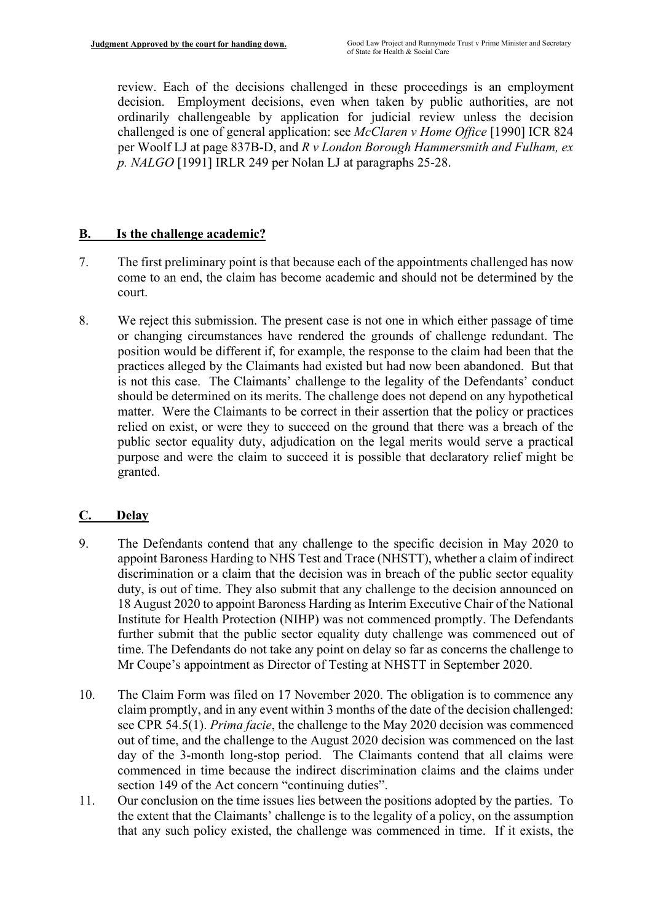review. Each of the decisions challenged in these proceedings is an employment decision. Employment decisions, even when taken by public authorities, are not ordinarily challengeable by application for judicial review unless the decision challenged is one of general application: see *McClaren v Home Office* [1990] ICR 824 per Woolf LJ at page 837B-D, and *R v London Borough Hammersmith and Fulham, ex p. NALGO* [1991] IRLR 249 per Nolan LJ at paragraphs 25-28.

## B. Is the challenge academic?

7. The first preliminary point is that because each of the appointments challenged has now come to an end, the claim has become academic and should not be determined by the court.

8. We reject this submission. The present case is not one in which either passage of time or changing circumstances have rendered the grounds of challenge redundant. The position would be different if, for example, the response to the claim had been that the practices alleged by the Claimants had existed but had now been abandoned. But that is not this case. The Claimants' challenge to the legality of the Defendants' conduct should be determined on its merits. The challenge does not depend on any hypothetical matter. Were the Claimants to be correct in their assertion that the policy or practices relied on exist, or were they to succeed on the ground that there was a breach of the public sector equality duty, adjudication on the legal merits would serve a practical purpose and were the claim to succeed it is possible that declaratory relief might be granted.

## C. Delay

9. The Defendants contend that any challenge to the specific decision in May 2020 to appoint Baroness Harding to NHS Test and Trace (NHSTT), whether a claim of indirect discrimination or a claim that the decision was in breach of the public sector equality duty, is out of time. They also submit that any challenge to the decision announced on 18 August 2020 to appoint Baroness Harding as Interim Executive Chair of the National Institute for Health Protection (NIHP) was not commenced promptly. The Defendants further submit that the public sector equality duty challenge was commenced out of time. The Defendants do not take any point on delay so far as concerns the challenge to Mr Coupe's appointment as Director of Testing at NHSTT in September 2020.

10. The Claim Form was filed on 17 November 2020. The obligation is to commence any claim promptly, and in any event within 3 months of the date of the decision challenged: see CPR 54.5(1). *Prima facie*, the challenge to the May 2020 decision was commenced out of time, and the challenge to the August 2020 decision was commenced on the last day of the 3-month long-stop period. The Claimants contend that all claims were commenced in time because the indirect discrimination claims and the claims under section 149 of the Act concern "continuing duties".

11. Our conclusion on the time issues lies between the positions adopted by the parties. To the extent that the Claimants' challenge is to the legality of a policy, on the assumption that any such policy existed, the challenge was commenced in time. If it exists, the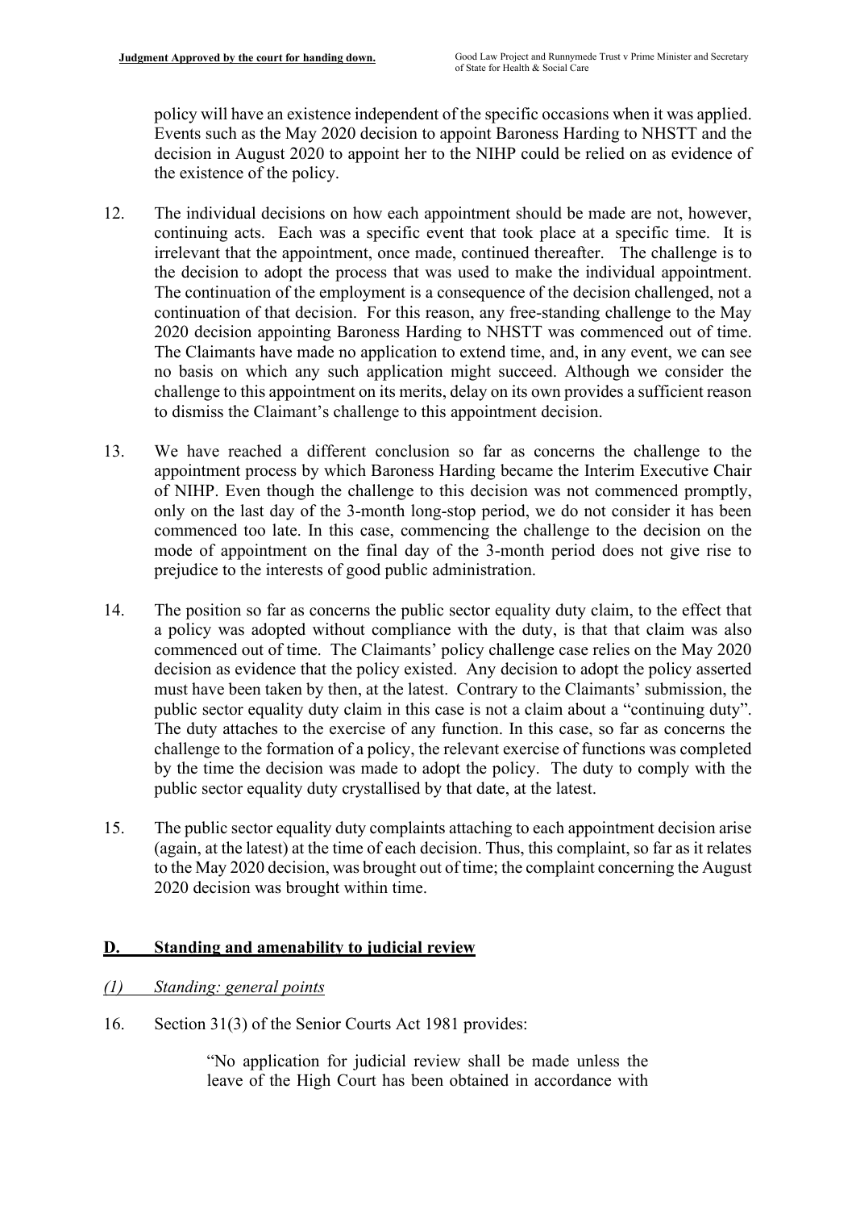policy will have an existence independent of the specific occasions when it was applied. Events such as the May 2020 decision to appoint Baroness Harding to NHSTT and the decision in August 2020 to appoint her to the NIHP could be relied on as evidence of the existence of the policy.

12. The individual decisions on how each appointment should be made are not, however, continuing acts. Each was a specific event that took place at a specific time. It is irrelevant that the appointment, once made, continued thereafter. The challenge is to the decision to adopt the process that was used to make the individual appointment. The continuation of the employment is a consequence of the decision challenged, not a continuation of that decision. For this reason, any free-standing challenge to the May 2020 decision appointing Baroness Harding to NHSTT was commenced out of time. The Claimants have made no application to extend time, and, in any event, we can see no basis on which any such application might succeed. Although we consider the challenge to this appointment on its merits, delay on its own provides a sufficient reason to dismiss the Claimant's challenge to this appointment decision.

13. We have reached a different conclusion so far as concerns the challenge to the appointment process by which Baroness Harding became the Interim Executive Chair of NIHP. Even though the challenge to this decision was not commenced promptly, only on the last day of the 3-month long-stop period, we do not consider it has been commenced too late. In this case, commencing the challenge to the decision on the mode of appointment on the final day of the 3-month period does not give rise to prejudice to the interests of good public administration.

14. The position so far as concerns the public sector equality duty claim, to the effect that a policy was adopted without compliance with the duty, is that that claim was also commenced out of time. The Claimants' policy challenge case relies on the May 2020 decision as evidence that the policy existed. Any decision to adopt the policy asserted must have been taken by then, at the latest. Contrary to the Claimants' submission, the public sector equality duty claim in this case is not a claim about a "continuing duty". The duty attaches to the exercise of any function. In this case, so far as concerns the challenge to the formation of a policy, the relevant exercise of functions was completed by the time the decision was made to adopt the policy. The duty to comply with the public sector equality duty crystallised by that date, at the latest.

15. The public sector equality duty complaints attaching to each appointment decision arise (again, at the latest) at the time of each decision. Thus, this complaint, so far as it relates to the May 2020 decision, was brought out of time; the complaint concerning the August 2020 decision was brought within time.

## D. Standing and amenability to judicial review

### *(1) Standing: general points*

16. Section 31(3) of the Senior Courts Act 1981 provides:

> "No application for judicial review shall be made unless the leave of the High Court has been obtained in accordance with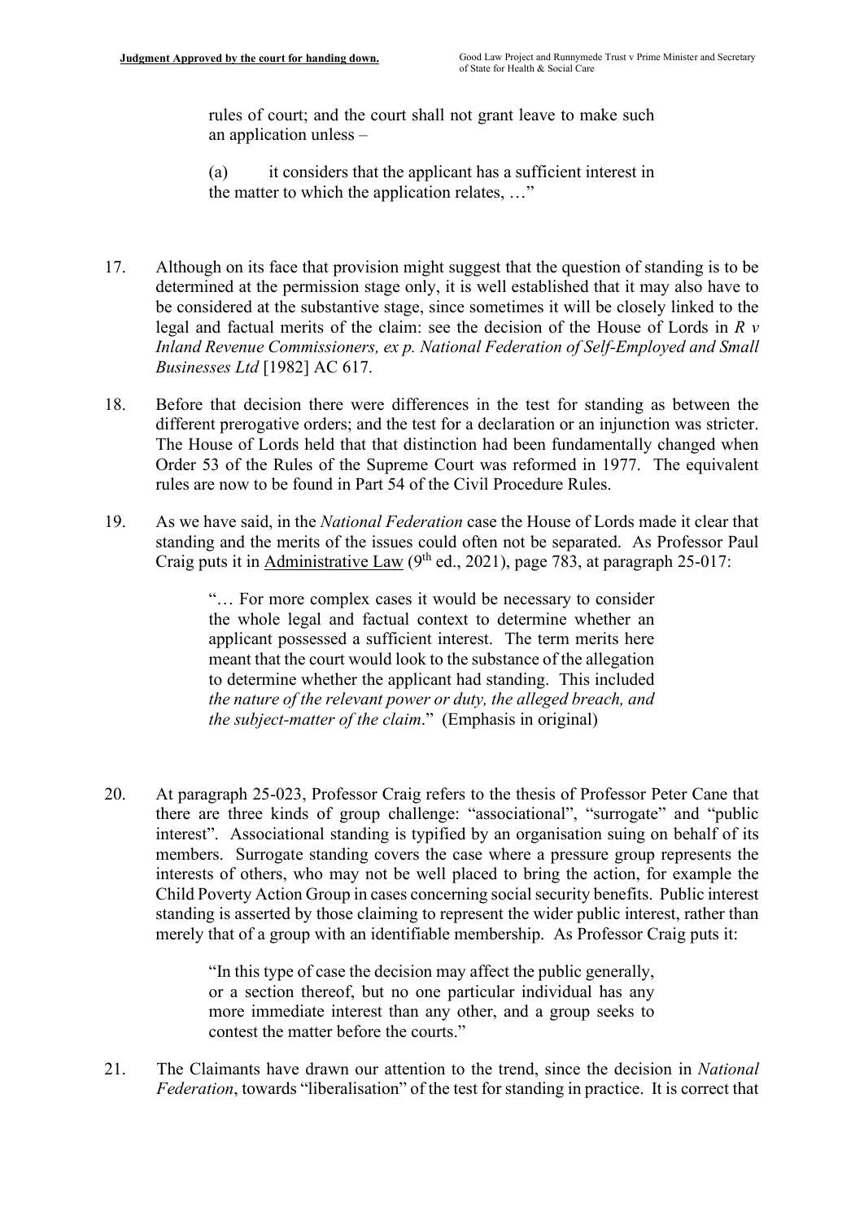> rules of court; and the court shall not grant leave to make such an application unless –
>
> (a) it considers that the applicant has a sufficient interest in the matter to which the application relates, …"

17. Although on its face that provision might suggest that the question of standing is to be determined at the permission stage only, it is well established that it may also have to be considered at the substantive stage, since sometimes it will be closely linked to the legal and factual merits of the claim: see the decision of the House of Lords in *R v Inland Revenue Commissioners, ex p. National Federation of Self-Employed and Small Businesses Ltd* [1982] AC 617.

18. Before that decision there were differences in the test for standing as between the different prerogative orders; and the test for a declaration or an injunction was stricter. The House of Lords held that that distinction had been fundamentally changed when Order 53 of the Rules of the Supreme Court was reformed in 1977. The equivalent rules are now to be found in Part 54 of the Civil Procedure Rules.

19. As we have said, in the *National Federation* case the House of Lords made it clear that standing and the merits of the issues could often not be separated. As Professor Paul Craig puts it in Administrative Law (9th ed., 2021), page 783, at paragraph 25-017:

> "… For more complex cases it would be necessary to consider the whole legal and factual context to determine whether an applicant possessed a sufficient interest. The term merits here meant that the court would look to the substance of the allegation to determine whether the applicant had standing. This included *the nature of the relevant power or duty, the alleged breach, and the subject-matter of the claim*." (Emphasis in original)

20. At paragraph 25-023, Professor Craig refers to the thesis of Professor Peter Cane that there are three kinds of group challenge: "associational", "surrogate" and "public interest". Associational standing is typified by an organisation suing on behalf of its members. Surrogate standing covers the case where a pressure group represents the interests of others, who may not be well placed to bring the action, for example the Child Poverty Action Group in cases concerning social security benefits. Public interest standing is asserted by those claiming to represent the wider public interest, rather than merely that of a group with an identifiable membership. As Professor Craig puts it:

> "In this type of case the decision may affect the public generally, or a section thereof, but no one particular individual has any more immediate interest than any other, and a group seeks to contest the matter before the courts."

21. The Claimants have drawn our attention to the trend, since the decision in *National Federation*, towards "liberalisation" of the test for standing in practice. It is correct that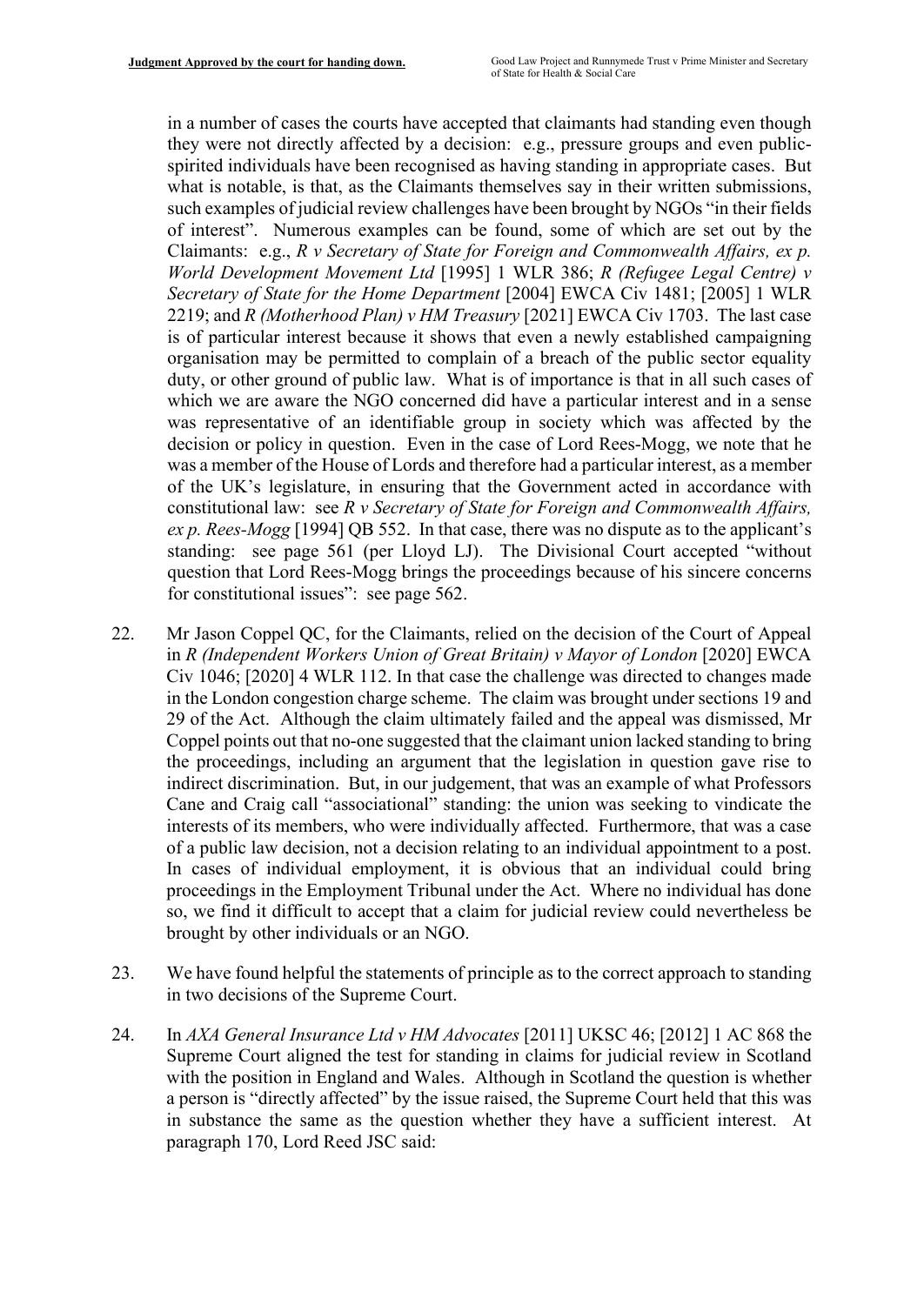in a number of cases the courts have accepted that claimants had standing even though they were not directly affected by a decision: e.g., pressure groups and even public-spirited individuals have been recognised as having standing in appropriate cases. But what is notable, is that, as the Claimants themselves say in their written submissions, such examples of judicial review challenges have been brought by NGOs "in their fields of interest". Numerous examples can be found, some of which are set out by the Claimants: e.g., *R v Secretary of State for Foreign and Commonwealth Affairs, ex p. World Development Movement Ltd* [1995] 1 WLR 386; *R (Refugee Legal Centre) v Secretary of State for the Home Department* [2004] EWCA Civ 1481; [2005] 1 WLR 2219; and *R (Motherhood Plan) v HM Treasury* [2021] EWCA Civ 1703. The last case is of particular interest because it shows that even a newly established campaigning organisation may be permitted to complain of a breach of the public sector equality duty, or other ground of public law. What is of importance is that in all such cases of which we are aware the NGO concerned did have a particular interest and in a sense was representative of an identifiable group in society which was affected by the decision or policy in question. Even in the case of Lord Rees-Mogg, we note that he was a member of the House of Lords and therefore had a particular interest, as a member of the UK's legislature, in ensuring that the Government acted in accordance with constitutional law: see *R v Secretary of State for Foreign and Commonwealth Affairs, ex p. Rees-Mogg* [1994] QB 552. In that case, there was no dispute as to the applicant's standing: see page 561 (per Lloyd LJ). The Divisional Court accepted "without question that Lord Rees-Mogg brings the proceedings because of his sincere concerns for constitutional issues": see page 562.

22. Mr Jason Coppel QC, for the Claimants, relied on the decision of the Court of Appeal in *R (Independent Workers Union of Great Britain) v Mayor of London* [2020] EWCA Civ 1046; [2020] 4 WLR 112. In that case the challenge was directed to changes made in the London congestion charge scheme. The claim was brought under sections 19 and 29 of the Act. Although the claim ultimately failed and the appeal was dismissed, Mr Coppel points out that no-one suggested that the claimant union lacked standing to bring the proceedings, including an argument that the legislation in question gave rise to indirect discrimination. But, in our judgement, that was an example of what Professors Cane and Craig call "associational" standing: the union was seeking to vindicate the interests of its members, who were individually affected. Furthermore, that was a case of a public law decision, not a decision relating to an individual appointment to a post. In cases of individual employment, it is obvious that an individual could bring proceedings in the Employment Tribunal under the Act. Where no individual has done so, we find it difficult to accept that a claim for judicial review could nevertheless be brought by other individuals or an NGO.

23. We have found helpful the statements of principle as to the correct approach to standing in two decisions of the Supreme Court.

24. In *AXA General Insurance Ltd v HM Advocates* [2011] UKSC 46; [2012] 1 AC 868 the Supreme Court aligned the test for standing in claims for judicial review in Scotland with the position in England and Wales. Although in Scotland the question is whether a person is "directly affected" by the issue raised, the Supreme Court held that this was in substance the same as the question whether they have a sufficient interest. At paragraph 170, Lord Reed JSC said: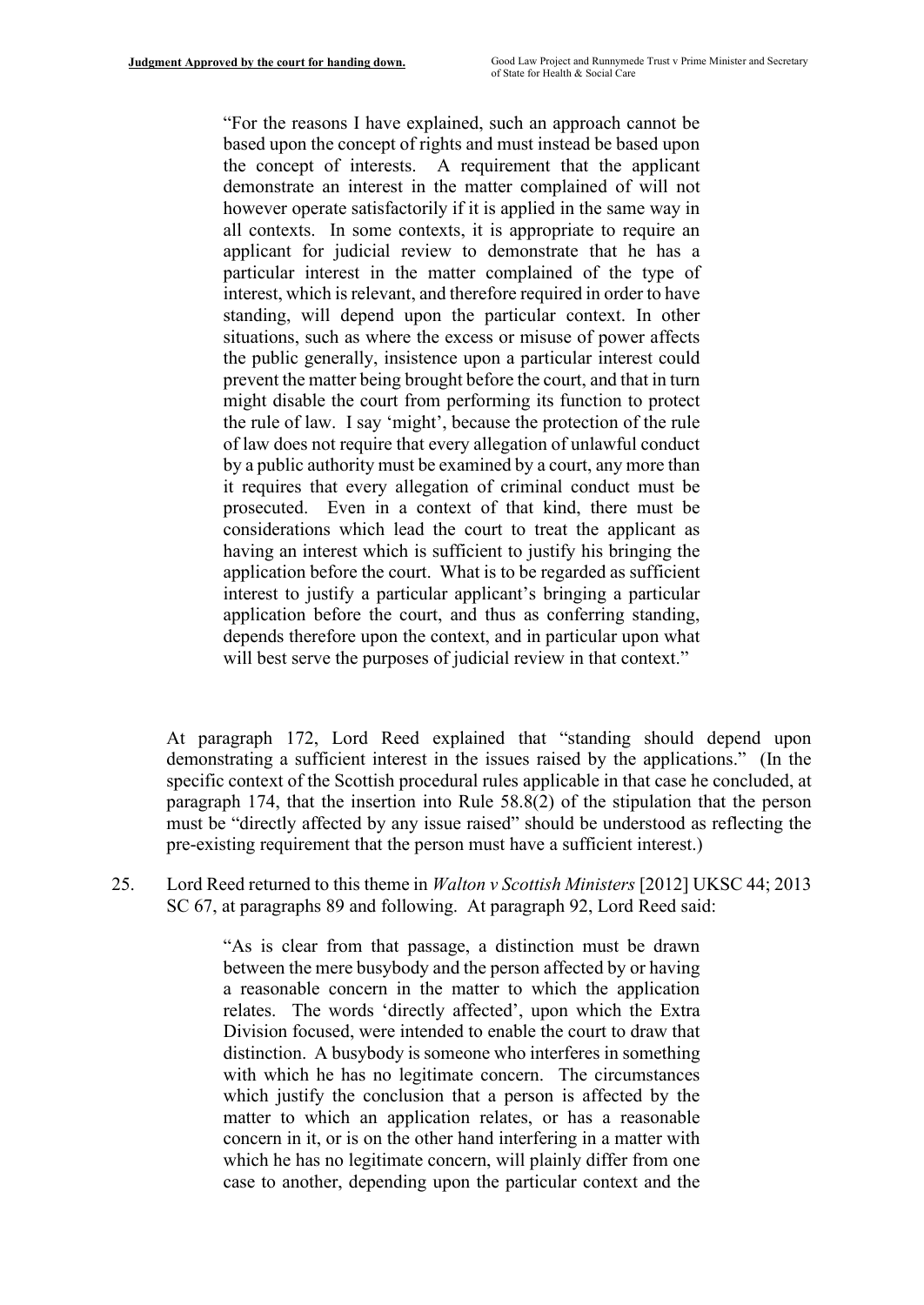> "For the reasons I have explained, such an approach cannot be based upon the concept of rights and must instead be based upon the concept of interests. A requirement that the applicant demonstrate an interest in the matter complained of will not however operate satisfactorily if it is applied in the same way in all contexts. In some contexts, it is appropriate to require an applicant for judicial review to demonstrate that he has a particular interest in the matter complained of the type of interest, which is relevant, and therefore required in order to have standing, will depend upon the particular context. In other situations, such as where the excess or misuse of power affects the public generally, insistence upon a particular interest could prevent the matter being brought before the court, and that in turn might disable the court from performing its function to protect the rule of law. I say 'might', because the protection of the rule of law does not require that every allegation of unlawful conduct by a public authority must be examined by a court, any more than it requires that every allegation of criminal conduct must be prosecuted. Even in a context of that kind, there must be considerations which lead the court to treat the applicant as having an interest which is sufficient to justify his bringing the application before the court. What is to be regarded as sufficient interest to justify a particular applicant's bringing a particular application before the court, and thus as conferring standing, depends therefore upon the context, and in particular upon what will best serve the purposes of judicial review in that context."

At paragraph 172, Lord Reed explained that "standing should depend upon demonstrating a sufficient interest in the issues raised by the applications." (In the specific context of the Scottish procedural rules applicable in that case he concluded, at paragraph 174, that the insertion into Rule 58.8(2) of the stipulation that the person must be "directly affected by any issue raised" should be understood as reflecting the pre-existing requirement that the person must have a sufficient interest.)

25. Lord Reed returned to this theme in *Walton v Scottish Ministers* [2012] UKSC 44; 2013 SC 67, at paragraphs 89 and following. At paragraph 92, Lord Reed said:

> "As is clear from that passage, a distinction must be drawn between the mere busybody and the person affected by or having a reasonable concern in the matter to which the application relates. The words 'directly affected', upon which the Extra Division focused, were intended to enable the court to draw that distinction. A busybody is someone who interferes in something with which he has no legitimate concern. The circumstances which justify the conclusion that a person is affected by the matter to which an application relates, or has a reasonable concern in it, or is on the other hand interfering in a matter with which he has no legitimate concern, will plainly differ from one case to another, depending upon the particular context and the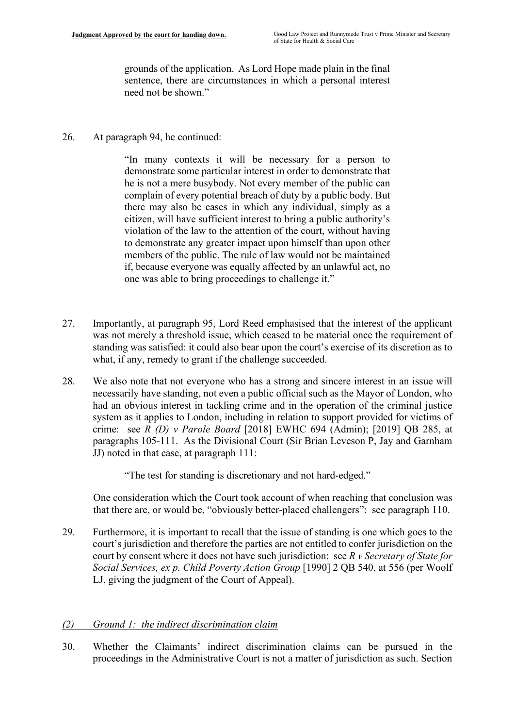> grounds of the application. As Lord Hope made plain in the final sentence, there are circumstances in which a personal interest need not be shown."

26. At paragraph 94, he continued:

> "In many contexts it will be necessary for a person to demonstrate some particular interest in order to demonstrate that he is not a mere busybody. Not every member of the public can complain of every potential breach of duty by a public body. But there may also be cases in which any individual, simply as a citizen, will have sufficient interest to bring a public authority's violation of the law to the attention of the court, without having to demonstrate any greater impact upon himself than upon other members of the public. The rule of law would not be maintained if, because everyone was equally affected by an unlawful act, no one was able to bring proceedings to challenge it."

27. Importantly, at paragraph 95, Lord Reed emphasised that the interest of the applicant was not merely a threshold issue, which ceased to be material once the requirement of standing was satisfied: it could also bear upon the court's exercise of its discretion as to what, if any, remedy to grant if the challenge succeeded.

28. We also note that not everyone who has a strong and sincere interest in an issue will necessarily have standing, not even a public official such as the Mayor of London, who had an obvious interest in tackling crime and in the operation of the criminal justice system as it applies to London, including in relation to support provided for victims of crime: see *R (D) v Parole Board* [2018] EWHC 694 (Admin); [2019] QB 285, at paragraphs 105-111. As the Divisional Court (Sir Brian Leveson P, Jay and Garnham JJ) noted in that case, at paragraph 111:

> "The test for standing is discretionary and not hard-edged."

One consideration which the Court took account of when reaching that conclusion was that there are, or would be, "obviously better-placed challengers": see paragraph 110.

29. Furthermore, it is important to recall that the issue of standing is one which goes to the court's jurisdiction and therefore the parties are not entitled to confer jurisdiction on the court by consent where it does not have such jurisdiction: see *R v Secretary of State for Social Services, ex p. Child Poverty Action Group* [1990] 2 QB 540, at 556 (per Woolf LJ, giving the judgment of the Court of Appeal).

### *(2) Ground 1: the indirect discrimination claim*

30. Whether the Claimants' indirect discrimination claims can be pursued in the proceedings in the Administrative Court is not a matter of jurisdiction as such. Section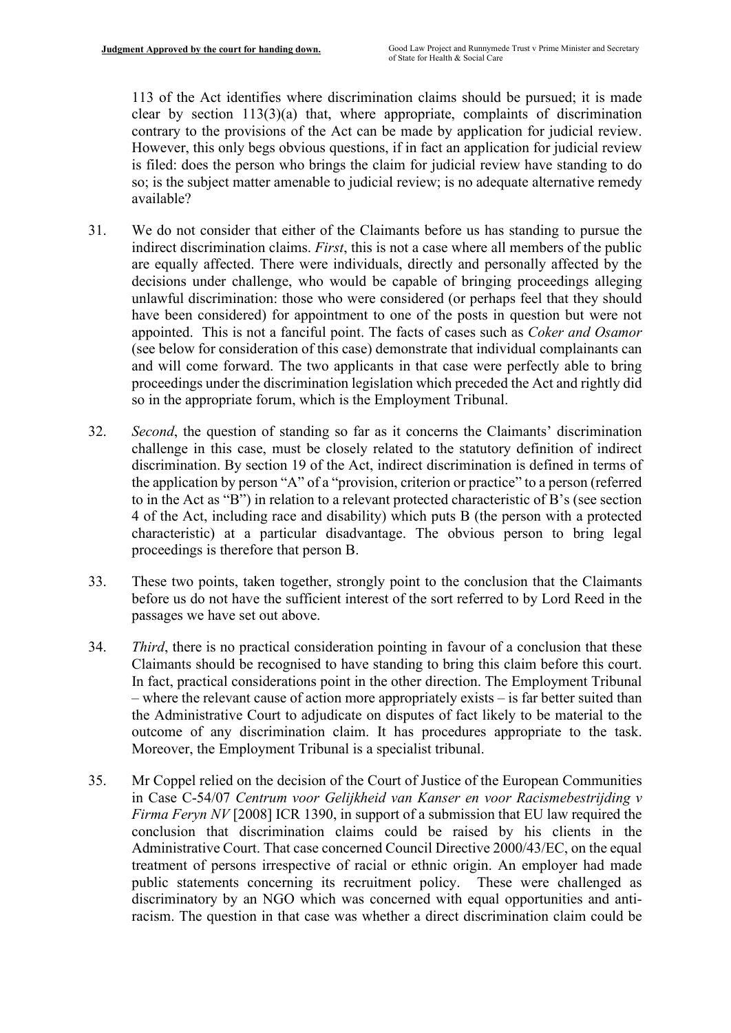113 of the Act identifies where discrimination claims should be pursued; it is made clear by section 113(3)(a) that, where appropriate, complaints of discrimination contrary to the provisions of the Act can be made by application for judicial review. However, this only begs obvious questions, if in fact an application for judicial review is filed: does the person who brings the claim for judicial review have standing to do so; is the subject matter amenable to judicial review; is no adequate alternative remedy available?

31. We do not consider that either of the Claimants before us has standing to pursue the indirect discrimination claims. *First*, this is not a case where all members of the public are equally affected. There were individuals, directly and personally affected by the decisions under challenge, who would be capable of bringing proceedings alleging unlawful discrimination: those who were considered (or perhaps feel that they should have been considered) for appointment to one of the posts in question but were not appointed. This is not a fanciful point. The facts of cases such as *Coker and Osamor* (see below for consideration of this case) demonstrate that individual complainants can and will come forward. The two applicants in that case were perfectly able to bring proceedings under the discrimination legislation which preceded the Act and rightly did so in the appropriate forum, which is the Employment Tribunal.

32. *Second*, the question of standing so far as it concerns the Claimants' discrimination challenge in this case, must be closely related to the statutory definition of indirect discrimination. By section 19 of the Act, indirect discrimination is defined in terms of the application by person "A" of a "provision, criterion or practice" to a person (referred to in the Act as "B") in relation to a relevant protected characteristic of B's (see section 4 of the Act, including race and disability) which puts B (the person with a protected characteristic) at a particular disadvantage. The obvious person to bring legal proceedings is therefore that person B.

33. These two points, taken together, strongly point to the conclusion that the Claimants before us do not have the sufficient interest of the sort referred to by Lord Reed in the passages we have set out above.

34. *Third*, there is no practical consideration pointing in favour of a conclusion that these Claimants should be recognised to have standing to bring this claim before this court. In fact, practical considerations point in the other direction. The Employment Tribunal – where the relevant cause of action more appropriately exists – is far better suited than the Administrative Court to adjudicate on disputes of fact likely to be material to the outcome of any discrimination claim. It has procedures appropriate to the task. Moreover, the Employment Tribunal is a specialist tribunal.

35. Mr Coppel relied on the decision of the Court of Justice of the European Communities in Case C-54/07 *Centrum voor Gelijkheid van Kanser en voor Racismebestrijding v Firma Feryn NV* [2008] ICR 1390, in support of a submission that EU law required the conclusion that discrimination claims could be raised by his clients in the Administrative Court. That case concerned Council Directive 2000/43/EC, on the equal treatment of persons irrespective of racial or ethnic origin. An employer had made public statements concerning its recruitment policy. These were challenged as discriminatory by an NGO which was concerned with equal opportunities and anti-racism. The question in that case was whether a direct discrimination claim could be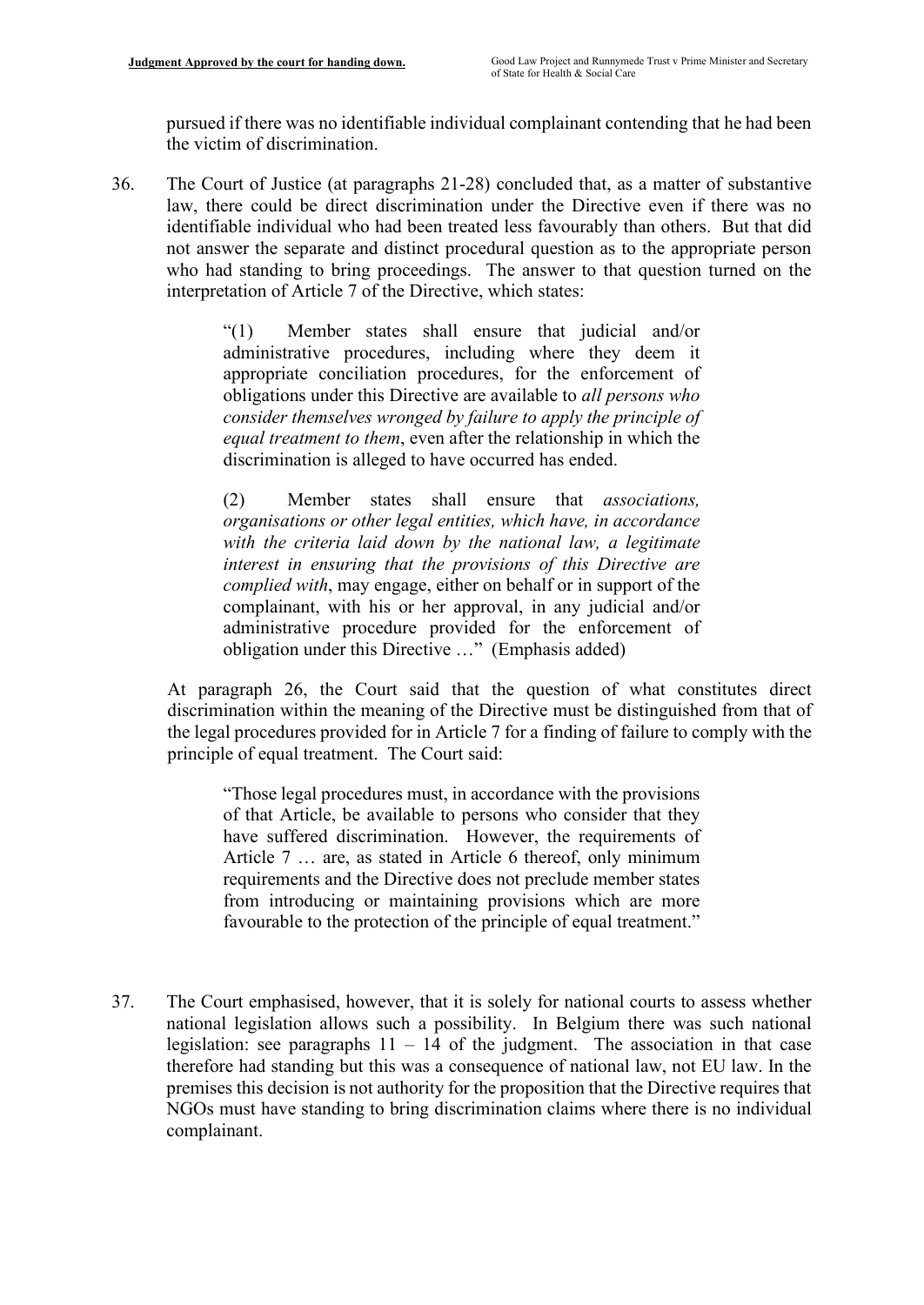pursued if there was no identifiable individual complainant contending that he had been the victim of discrimination.

36. The Court of Justice (at paragraphs 21-28) concluded that, as a matter of substantive law, there could be direct discrimination under the Directive even if there was no identifiable individual who had been treated less favourably than others. But that did not answer the separate and distinct procedural question as to the appropriate person who had standing to bring proceedings. The answer to that question turned on the interpretation of Article 7 of the Directive, which states:

> "(1) Member states shall ensure that judicial and/or administrative procedures, including where they deem it appropriate conciliation procedures, for the enforcement of obligations under this Directive are available to *all persons who consider themselves wronged by failure to apply the principle of equal treatment to them*, even after the relationship in which the discrimination is alleged to have occurred has ended.
>
> (2) Member states shall ensure that *associations, organisations or other legal entities, which have, in accordance with the criteria laid down by the national law, a legitimate interest in ensuring that the provisions of this Directive are complied with*, may engage, either on behalf or in support of the complainant, with his or her approval, in any judicial and/or administrative procedure provided for the enforcement of obligation under this Directive …" (Emphasis added)

At paragraph 26, the Court said that the question of what constitutes direct discrimination within the meaning of the Directive must be distinguished from that of the legal procedures provided for in Article 7 for a finding of failure to comply with the principle of equal treatment. The Court said:

> "Those legal procedures must, in accordance with the provisions of that Article, be available to persons who consider that they have suffered discrimination. However, the requirements of Article 7 … are, as stated in Article 6 thereof, only minimum requirements and the Directive does not preclude member states from introducing or maintaining provisions which are more favourable to the protection of the principle of equal treatment."

37. The Court emphasised, however, that it is solely for national courts to assess whether national legislation allows such a possibility. In Belgium there was such national legislation: see paragraphs 11 – 14 of the judgment. The association in that case therefore had standing but this was a consequence of national law, not EU law. In the premises this decision is not authority for the proposition that the Directive requires that NGOs must have standing to bring discrimination claims where there is no individual complainant.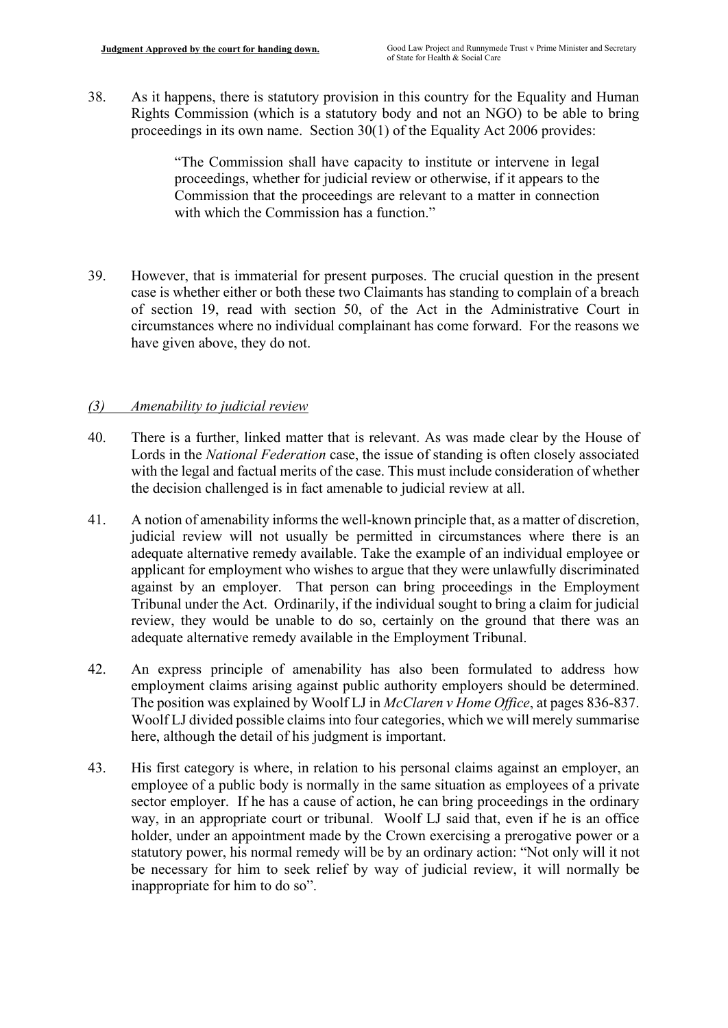38. As it happens, there is statutory provision in this country for the Equality and Human Rights Commission (which is a statutory body and not an NGO) to be able to bring proceedings in its own name. Section 30(1) of the Equality Act 2006 provides:

> "The Commission shall have capacity to institute or intervene in legal proceedings, whether for judicial review or otherwise, if it appears to the Commission that the proceedings are relevant to a matter in connection with which the Commission has a function."

39. However, that is immaterial for present purposes. The crucial question in the present case is whether either or both these two Claimants has standing to complain of a breach of section 19, read with section 50, of the Act in the Administrative Court in circumstances where no individual complainant has come forward. For the reasons we have given above, they do not.

### *(3) Amenability to judicial review*

40. There is a further, linked matter that is relevant. As was made clear by the House of Lords in the *National Federation* case, the issue of standing is often closely associated with the legal and factual merits of the case. This must include consideration of whether the decision challenged is in fact amenable to judicial review at all.

41. A notion of amenability informs the well-known principle that, as a matter of discretion, judicial review will not usually be permitted in circumstances where there is an adequate alternative remedy available. Take the example of an individual employee or applicant for employment who wishes to argue that they were unlawfully discriminated against by an employer. That person can bring proceedings in the Employment Tribunal under the Act. Ordinarily, if the individual sought to bring a claim for judicial review, they would be unable to do so, certainly on the ground that there was an adequate alternative remedy available in the Employment Tribunal.

42. An express principle of amenability has also been formulated to address how employment claims arising against public authority employers should be determined. The position was explained by Woolf LJ in *McClaren v Home Office*, at pages 836-837. Woolf LJ divided possible claims into four categories, which we will merely summarise here, although the detail of his judgment is important.

43. His first category is where, in relation to his personal claims against an employer, an employee of a public body is normally in the same situation as employees of a private sector employer. If he has a cause of action, he can bring proceedings in the ordinary way, in an appropriate court or tribunal. Woolf LJ said that, even if he is an office holder, under an appointment made by the Crown exercising a prerogative power or a statutory power, his normal remedy will be by an ordinary action: "Not only will it not be necessary for him to seek relief by way of judicial review, it will normally be inappropriate for him to do so".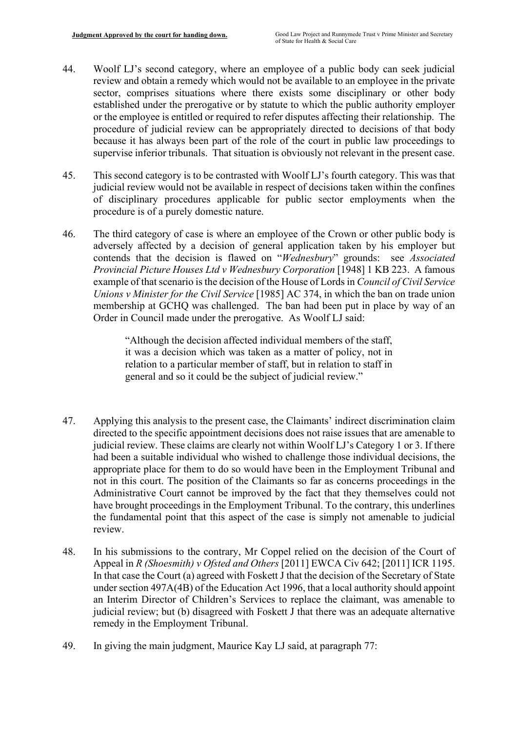44. Woolf LJ's second category, where an employee of a public body can seek judicial review and obtain a remedy which would not be available to an employee in the private sector, comprises situations where there exists some disciplinary or other body established under the prerogative or by statute to which the public authority employer or the employee is entitled or required to refer disputes affecting their relationship. The procedure of judicial review can be appropriately directed to decisions of that body because it has always been part of the role of the court in public law proceedings to supervise inferior tribunals. That situation is obviously not relevant in the present case.

45. This second category is to be contrasted with Woolf LJ's fourth category. This was that judicial review would not be available in respect of decisions taken within the confines of disciplinary procedures applicable for public sector employments when the procedure is of a purely domestic nature.

46. The third category of case is where an employee of the Crown or other public body is adversely affected by a decision of general application taken by his employer but contends that the decision is flawed on "*Wednesbury*" grounds: see *Associated Provincial Picture Houses Ltd v Wednesbury Corporation* [1948] 1 KB 223. A famous example of that scenario is the decision of the House of Lords in *Council of Civil Service Unions v Minister for the Civil Service* [1985] AC 374, in which the ban on trade union membership at GCHQ was challenged. The ban had been put in place by way of an Order in Council made under the prerogative. As Woolf LJ said:

> "Although the decision affected individual members of the staff, it was a decision which was taken as a matter of policy, not in relation to a particular member of staff, but in relation to staff in general and so it could be the subject of judicial review."

47. Applying this analysis to the present case, the Claimants' indirect discrimination claim directed to the specific appointment decisions does not raise issues that are amenable to judicial review. These claims are clearly not within Woolf LJ's Category 1 or 3. If there had been a suitable individual who wished to challenge those individual decisions, the appropriate place for them to do so would have been in the Employment Tribunal and not in this court. The position of the Claimants so far as concerns proceedings in the Administrative Court cannot be improved by the fact that they themselves could not have brought proceedings in the Employment Tribunal. To the contrary, this underlines the fundamental point that this aspect of the case is simply not amenable to judicial review.

48. In his submissions to the contrary, Mr Coppel relied on the decision of the Court of Appeal in *R (Shoesmith) v Ofsted and Others* [2011] EWCA Civ 642; [2011] ICR 1195. In that case the Court (a) agreed with Foskett J that the decision of the Secretary of State under section 497A(4B) of the Education Act 1996, that a local authority should appoint an Interim Director of Children's Services to replace the claimant, was amenable to judicial review; but (b) disagreed with Foskett J that there was an adequate alternative remedy in the Employment Tribunal.

49. In giving the main judgment, Maurice Kay LJ said, at paragraph 77: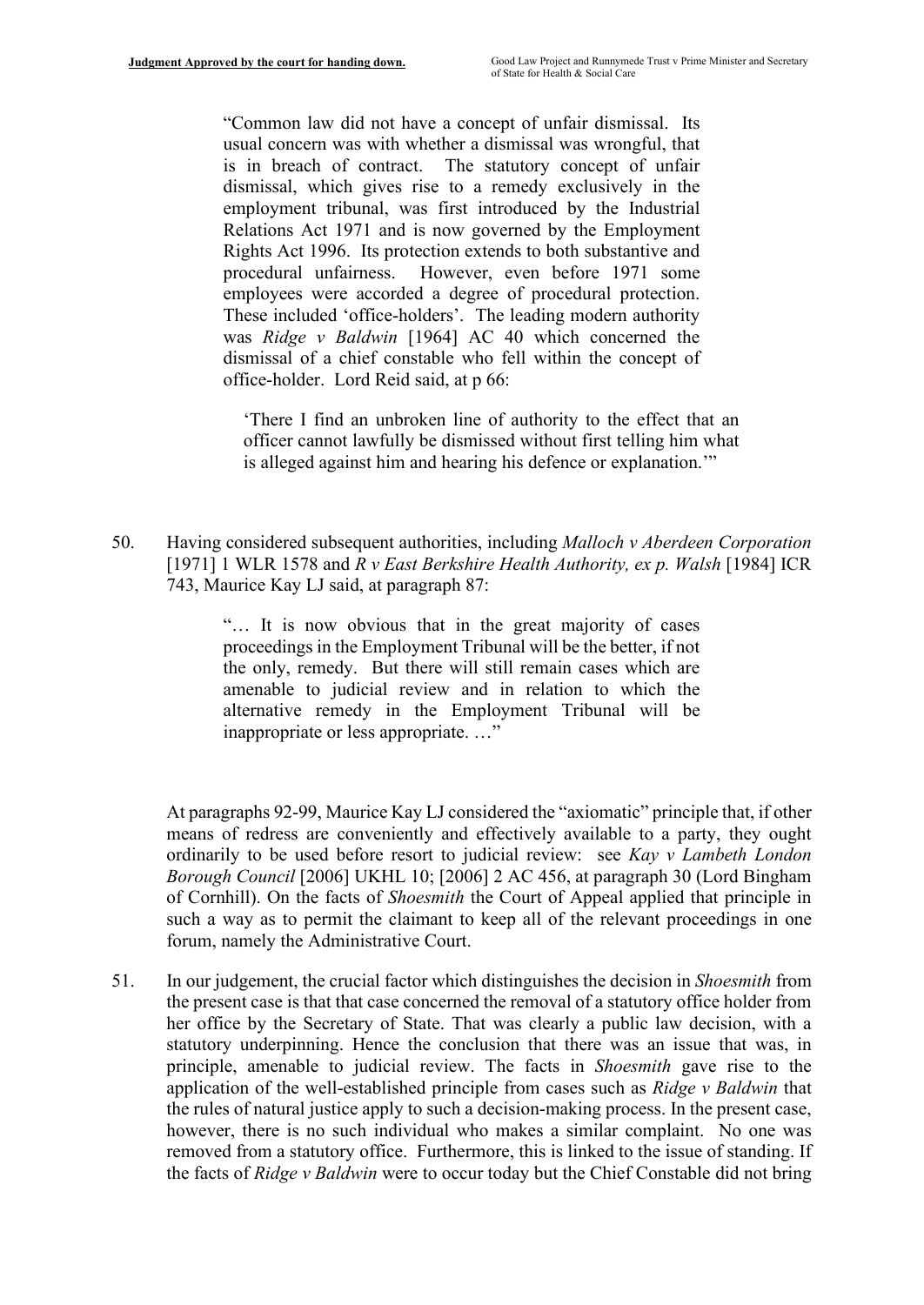> "Common law did not have a concept of unfair dismissal. Its usual concern was with whether a dismissal was wrongful, that is in breach of contract. The statutory concept of unfair dismissal, which gives rise to a remedy exclusively in the employment tribunal, was first introduced by the Industrial Relations Act 1971 and is now governed by the Employment Rights Act 1996. Its protection extends to both substantive and procedural unfairness. However, even before 1971 some employees were accorded a degree of procedural protection. These included 'office-holders'. The leading modern authority was *Ridge v Baldwin* [1964] AC 40 which concerned the dismissal of a chief constable who fell within the concept of office-holder. Lord Reid said, at p 66:
>
> > 'There I find an unbroken line of authority to the effect that an officer cannot lawfully be dismissed without first telling him what is alleged against him and hearing his defence or explanation.'"

50. Having considered subsequent authorities, including *Malloch v Aberdeen Corporation* [1971] 1 WLR 1578 and *R v East Berkshire Health Authority, ex p. Walsh* [1984] ICR 743, Maurice Kay LJ said, at paragraph 87:

> "… It is now obvious that in the great majority of cases proceedings in the Employment Tribunal will be the better, if not the only, remedy. But there will still remain cases which are amenable to judicial review and in relation to which the alternative remedy in the Employment Tribunal will be inappropriate or less appropriate. …"

At paragraphs 92-99, Maurice Kay LJ considered the "axiomatic" principle that, if other means of redress are conveniently and effectively available to a party, they ought ordinarily to be used before resort to judicial review: see *Kay v Lambeth London Borough Council* [2006] UKHL 10; [2006] 2 AC 456, at paragraph 30 (Lord Bingham of Cornhill). On the facts of *Shoesmith* the Court of Appeal applied that principle in such a way as to permit the claimant to keep all of the relevant proceedings in one forum, namely the Administrative Court.

51. In our judgement, the crucial factor which distinguishes the decision in *Shoesmith* from the present case is that that case concerned the removal of a statutory office holder from her office by the Secretary of State. That was clearly a public law decision, with a statutory underpinning. Hence the conclusion that there was an issue that was, in principle, amenable to judicial review. The facts in *Shoesmith* gave rise to the application of the well-established principle from cases such as *Ridge v Baldwin* that the rules of natural justice apply to such a decision-making process. In the present case, however, there is no such individual who makes a similar complaint. No one was removed from a statutory office. Furthermore, this is linked to the issue of standing. If the facts of *Ridge v Baldwin* were to occur today but the Chief Constable did not bring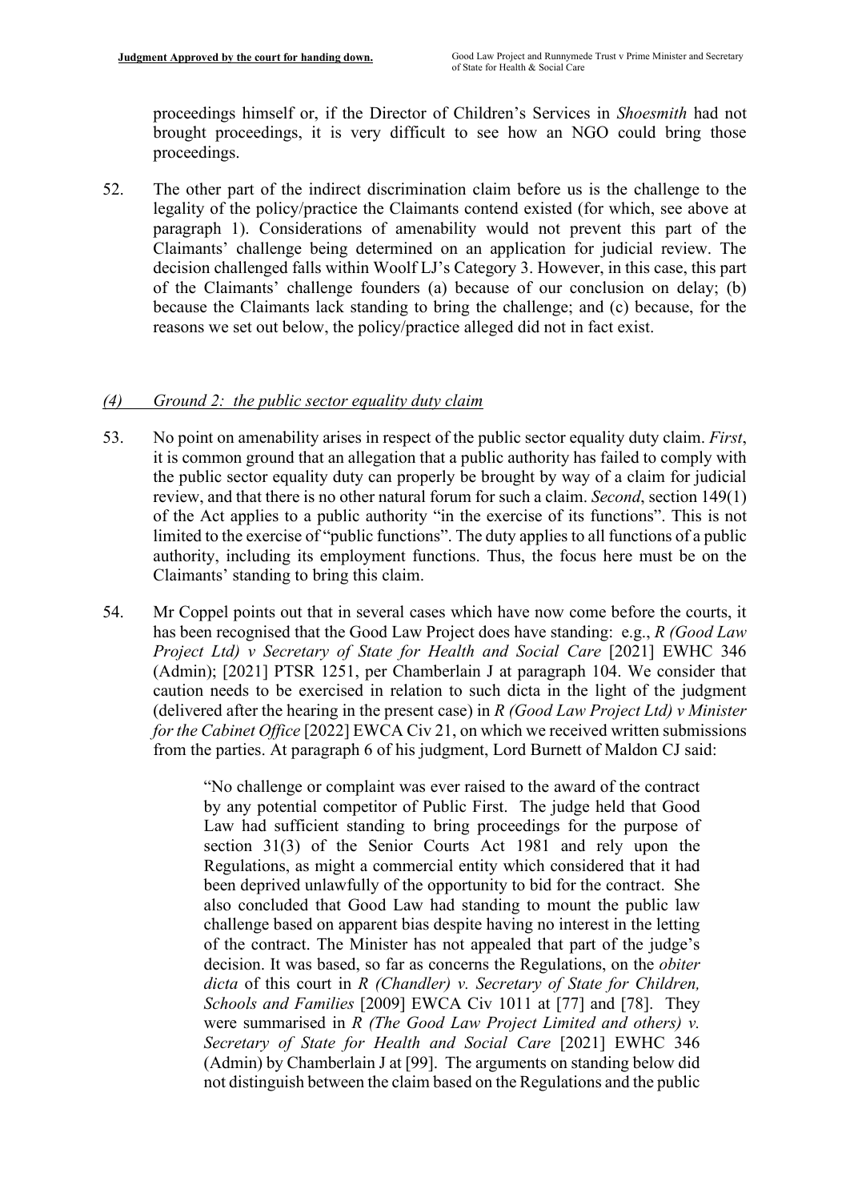proceedings himself or, if the Director of Children's Services in *Shoesmith* had not brought proceedings, it is very difficult to see how an NGO could bring those proceedings.

52. The other part of the indirect discrimination claim before us is the challenge to the legality of the policy/practice the Claimants contend existed (for which, see above at paragraph 1). Considerations of amenability would not prevent this part of the Claimants' challenge being determined on an application for judicial review. The decision challenged falls within Woolf LJ's Category 3. However, in this case, this part of the Claimants' challenge founders (a) because of our conclusion on delay; (b) because the Claimants lack standing to bring the challenge; and (c) because, for the reasons we set out below, the policy/practice alleged did not in fact exist.

### *(4) Ground 2: the public sector equality duty claim*

53. No point on amenability arises in respect of the public sector equality duty claim. *First*, it is common ground that an allegation that a public authority has failed to comply with the public sector equality duty can properly be brought by way of a claim for judicial review, and that there is no other natural forum for such a claim. *Second*, section 149(1) of the Act applies to a public authority "in the exercise of its functions". This is not limited to the exercise of "public functions". The duty applies to all functions of a public authority, including its employment functions. Thus, the focus here must be on the Claimants' standing to bring this claim.

54. Mr Coppel points out that in several cases which have now come before the courts, it has been recognised that the Good Law Project does have standing: e.g., *R (Good Law Project Ltd) v Secretary of State for Health and Social Care* [2021] EWHC 346 (Admin); [2021] PTSR 1251, per Chamberlain J at paragraph 104. We consider that caution needs to be exercised in relation to such dicta in the light of the judgment (delivered after the hearing in the present case) in *R (Good Law Project Ltd) v Minister for the Cabinet Office* [2022] EWCA Civ 21, on which we received written submissions from the parties. At paragraph 6 of his judgment, Lord Burnett of Maldon CJ said:

> "No challenge or complaint was ever raised to the award of the contract by any potential competitor of Public First. The judge held that Good Law had sufficient standing to bring proceedings for the purpose of section 31(3) of the Senior Courts Act 1981 and rely upon the Regulations, as might a commercial entity which considered that it had been deprived unlawfully of the opportunity to bid for the contract. She also concluded that Good Law had standing to mount the public law challenge based on apparent bias despite having no interest in the letting of the contract. The Minister has not appealed that part of the judge's decision. It was based, so far as concerns the Regulations, on the *obiter dicta* of this court in *R (Chandler) v. Secretary of State for Children, Schools and Families* [2009] EWCA Civ 1011 at [77] and [78]. They were summarised in *R (The Good Law Project Limited and others) v. Secretary of State for Health and Social Care* [2021] EWHC 346 (Admin) by Chamberlain J at [99]. The arguments on standing below did not distinguish between the claim based on the Regulations and the public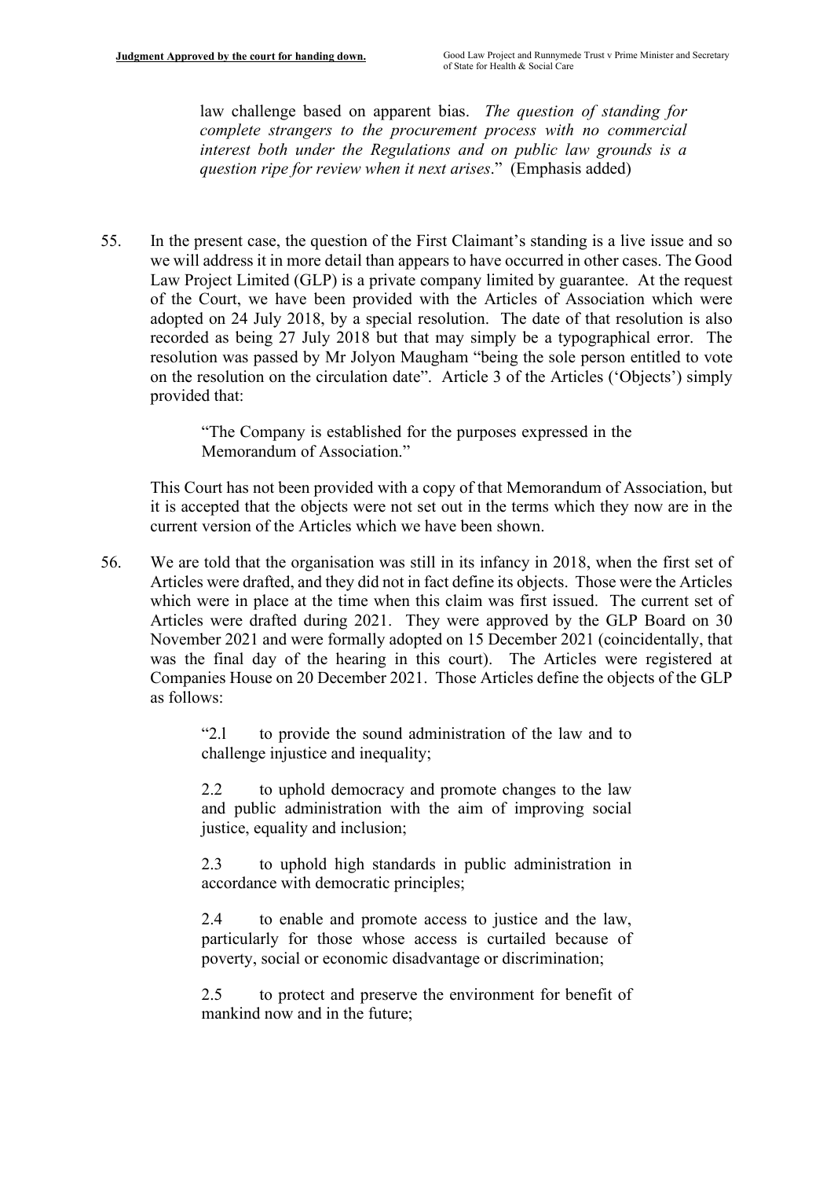law challenge based on apparent bias. *The question of standing for complete strangers to the procurement process with no commercial interest both under the Regulations and on public law grounds is a question ripe for review when it next arises*." (Emphasis added)

55. In the present case, the question of the First Claimant's standing is a live issue and so we will address it in more detail than appears to have occurred in other cases. The Good Law Project Limited (GLP) is a private company limited by guarantee. At the request of the Court, we have been provided with the Articles of Association which were adopted on 24 July 2018, by a special resolution. The date of that resolution is also recorded as being 27 July 2018 but that may simply be a typographical error. The resolution was passed by Mr Jolyon Maugham "being the sole person entitled to vote on the resolution on the circulation date". Article 3 of the Articles ('Objects') simply provided that:

> "The Company is established for the purposes expressed in the Memorandum of Association."

This Court has not been provided with a copy of that Memorandum of Association, but it is accepted that the objects were not set out in the terms which they now are in the current version of the Articles which we have been shown.

56. We are told that the organisation was still in its infancy in 2018, when the first set of Articles were drafted, and they did not in fact define its objects. Those were the Articles which were in place at the time when this claim was first issued. The current set of Articles were drafted during 2021. They were approved by the GLP Board on 30 November 2021 and were formally adopted on 15 December 2021 (coincidentally, that was the final day of the hearing in this court). The Articles were registered at Companies House on 20 December 2021. Those Articles define the objects of the GLP as follows:

> "2.1 to provide the sound administration of the law and to challenge injustice and inequality;
>
> 2.2 to uphold democracy and promote changes to the law and public administration with the aim of improving social justice, equality and inclusion;
>
> 2.3 to uphold high standards in public administration in accordance with democratic principles;
>
> 2.4 to enable and promote access to justice and the law, particularly for those whose access is curtailed because of poverty, social or economic disadvantage or discrimination;
>
> 2.5 to protect and preserve the environment for benefit of mankind now and in the future;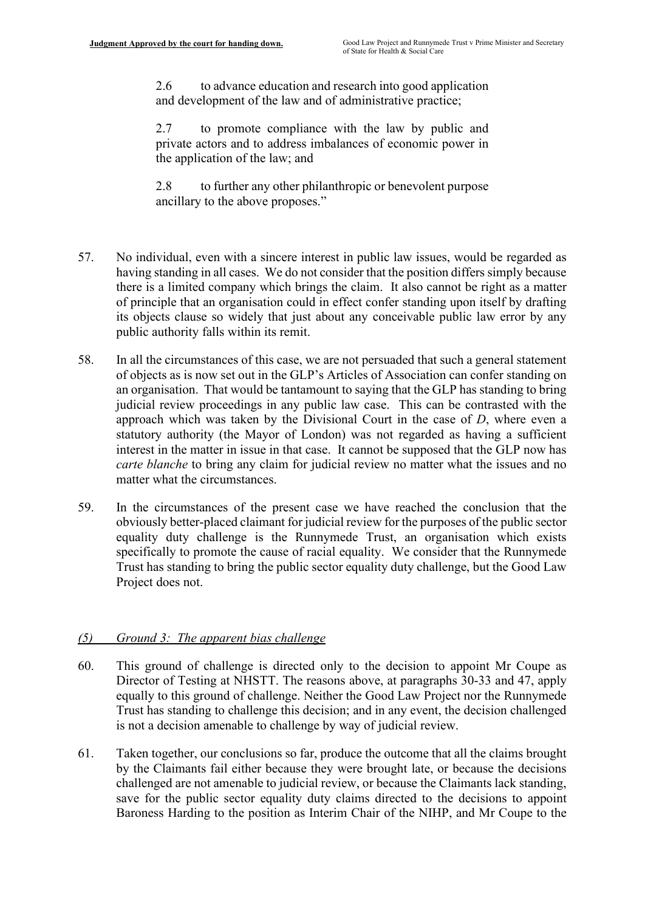> 2.6 to advance education and research into good application and development of the law and of administrative practice;
>
> 2.7 to promote compliance with the law by public and private actors and to address imbalances of economic power in the application of the law; and
>
> 2.8 to further any other philanthropic or benevolent purpose ancillary to the above proposes."

57. No individual, even with a sincere interest in public law issues, would be regarded as having standing in all cases. We do not consider that the position differs simply because there is a limited company which brings the claim. It also cannot be right as a matter of principle that an organisation could in effect confer standing upon itself by drafting its objects clause so widely that just about any conceivable public law error by any public authority falls within its remit.

58. In all the circumstances of this case, we are not persuaded that such a general statement of objects as is now set out in the GLP's Articles of Association can confer standing on an organisation. That would be tantamount to saying that the GLP has standing to bring judicial review proceedings in any public law case. This can be contrasted with the approach which was taken by the Divisional Court in the case of *D*, where even a statutory authority (the Mayor of London) was not regarded as having a sufficient interest in the matter in issue in that case. It cannot be supposed that the GLP now has *carte blanche* to bring any claim for judicial review no matter what the issues and no matter what the circumstances.

59. In the circumstances of the present case we have reached the conclusion that the obviously better-placed claimant for judicial review for the purposes of the public sector equality duty challenge is the Runnymede Trust, an organisation which exists specifically to promote the cause of racial equality. We consider that the Runnymede Trust has standing to bring the public sector equality duty challenge, but the Good Law Project does not.

## *(5) Ground 3: The apparent bias challenge*

60. This ground of challenge is directed only to the decision to appoint Mr Coupe as Director of Testing at NHSTT. The reasons above, at paragraphs 30-33 and 47, apply equally to this ground of challenge. Neither the Good Law Project nor the Runnymede Trust has standing to challenge this decision; and in any event, the decision challenged is not a decision amenable to challenge by way of judicial review.

61. Taken together, our conclusions so far, produce the outcome that all the claims brought by the Claimants fail either because they were brought late, or because the decisions challenged are not amenable to judicial review, or because the Claimants lack standing, save for the public sector equality duty claims directed to the decisions to appoint Baroness Harding to the position as Interim Chair of the NIHP, and Mr Coupe to the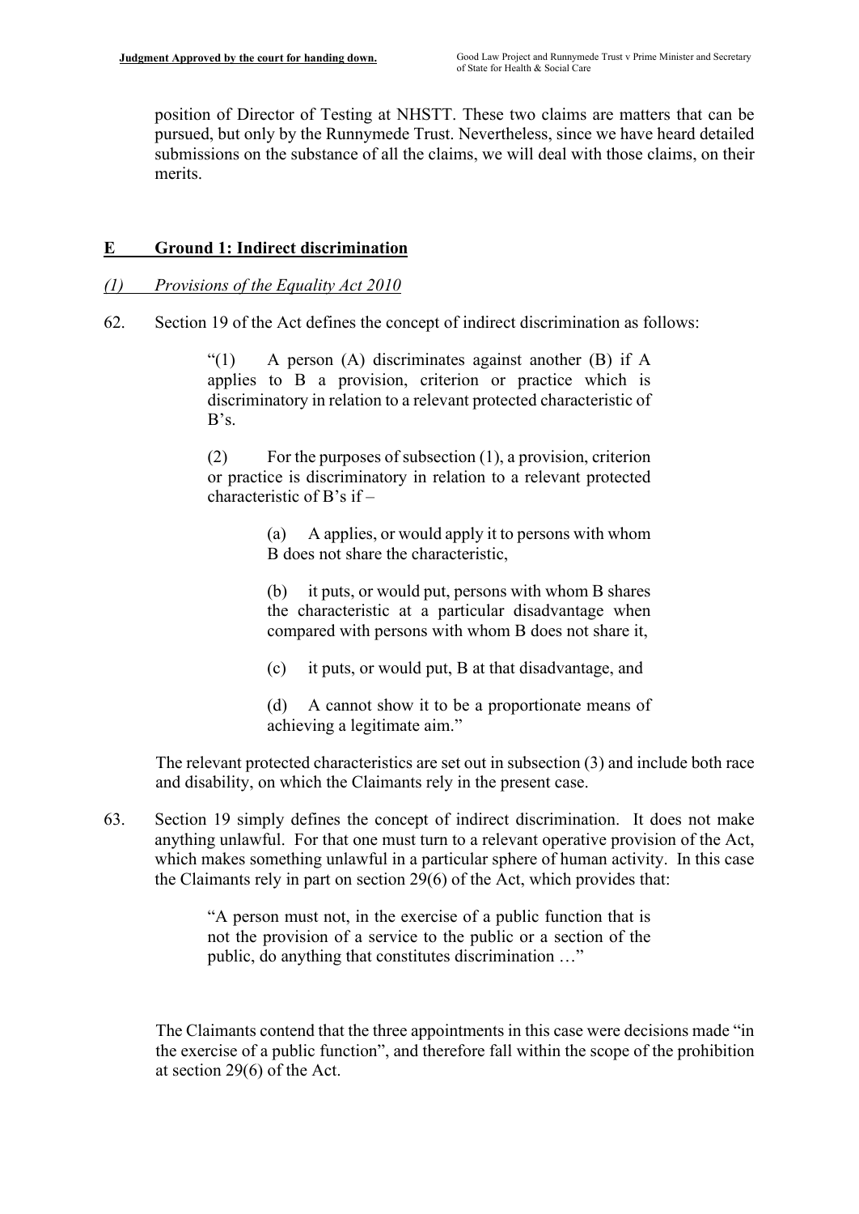position of Director of Testing at NHSTT. These two claims are matters that can be pursued, but only by the Runnymede Trust. Nevertheless, since we have heard detailed submissions on the substance of all the claims, we will deal with those claims, on their merits.

## E Ground 1: Indirect discrimination

### *(1) Provisions of the Equality Act 2010*

62. Section 19 of the Act defines the concept of indirect discrimination as follows:

> "(1) A person (A) discriminates against another (B) if A applies to B a provision, criterion or practice which is discriminatory in relation to a relevant protected characteristic of B's.
>
> (2) For the purposes of subsection (1), a provision, criterion or practice is discriminatory in relation to a relevant protected characteristic of B's if –
>
> > (a) A applies, or would apply it to persons with whom B does not share the characteristic,
> >
> > (b) it puts, or would put, persons with whom B shares the characteristic at a particular disadvantage when compared with persons with whom B does not share it,
> >
> > (c) it puts, or would put, B at that disadvantage, and
> >
> > (d) A cannot show it to be a proportionate means of achieving a legitimate aim."

The relevant protected characteristics are set out in subsection (3) and include both race and disability, on which the Claimants rely in the present case.

63. Section 19 simply defines the concept of indirect discrimination. It does not make anything unlawful. For that one must turn to a relevant operative provision of the Act, which makes something unlawful in a particular sphere of human activity. In this case the Claimants rely in part on section 29(6) of the Act, which provides that:

> "A person must not, in the exercise of a public function that is not the provision of a service to the public or a section of the public, do anything that constitutes discrimination …"

The Claimants contend that the three appointments in this case were decisions made "in the exercise of a public function", and therefore fall within the scope of the prohibition at section 29(6) of the Act.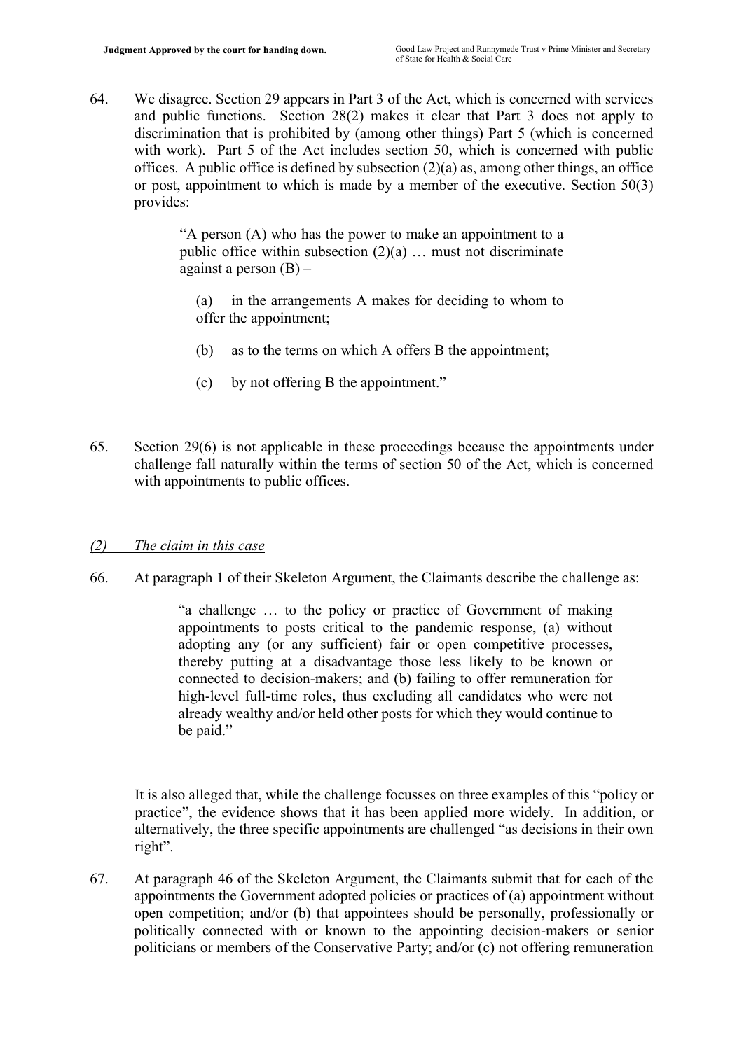64. We disagree. Section 29 appears in Part 3 of the Act, which is concerned with services and public functions. Section 28(2) makes it clear that Part 3 does not apply to discrimination that is prohibited by (among other things) Part 5 (which is concerned with work). Part 5 of the Act includes section 50, which is concerned with public offices. A public office is defined by subsection (2)(a) as, among other things, an office or post, appointment to which is made by a member of the executive. Section 50(3) provides:

> "A person (A) who has the power to make an appointment to a public office within subsection (2)(a) … must not discriminate against a person (B) –
>
> (a) in the arrangements A makes for deciding to whom to offer the appointment;
>
> (b) as to the terms on which A offers B the appointment;
>
> (c) by not offering B the appointment."

65. Section 29(6) is not applicable in these proceedings because the appointments under challenge fall naturally within the terms of section 50 of the Act, which is concerned with appointments to public offices.

## *(2) The claim in this case*

66. At paragraph 1 of their Skeleton Argument, the Claimants describe the challenge as:

> "a challenge … to the policy or practice of Government of making appointments to posts critical to the pandemic response, (a) without adopting any (or any sufficient) fair or open competitive processes, thereby putting at a disadvantage those less likely to be known or connected to decision-makers; and (b) failing to offer remuneration for high-level full-time roles, thus excluding all candidates who were not already wealthy and/or held other posts for which they would continue to be paid."

It is also alleged that, while the challenge focusses on three examples of this "policy or practice", the evidence shows that it has been applied more widely. In addition, or alternatively, the three specific appointments are challenged "as decisions in their own right".

67. At paragraph 46 of the Skeleton Argument, the Claimants submit that for each of the appointments the Government adopted policies or practices of (a) appointment without open competition; and/or (b) that appointees should be personally, professionally or politically connected with or known to the appointing decision-makers or senior politicians or members of the Conservative Party; and/or (c) not offering remuneration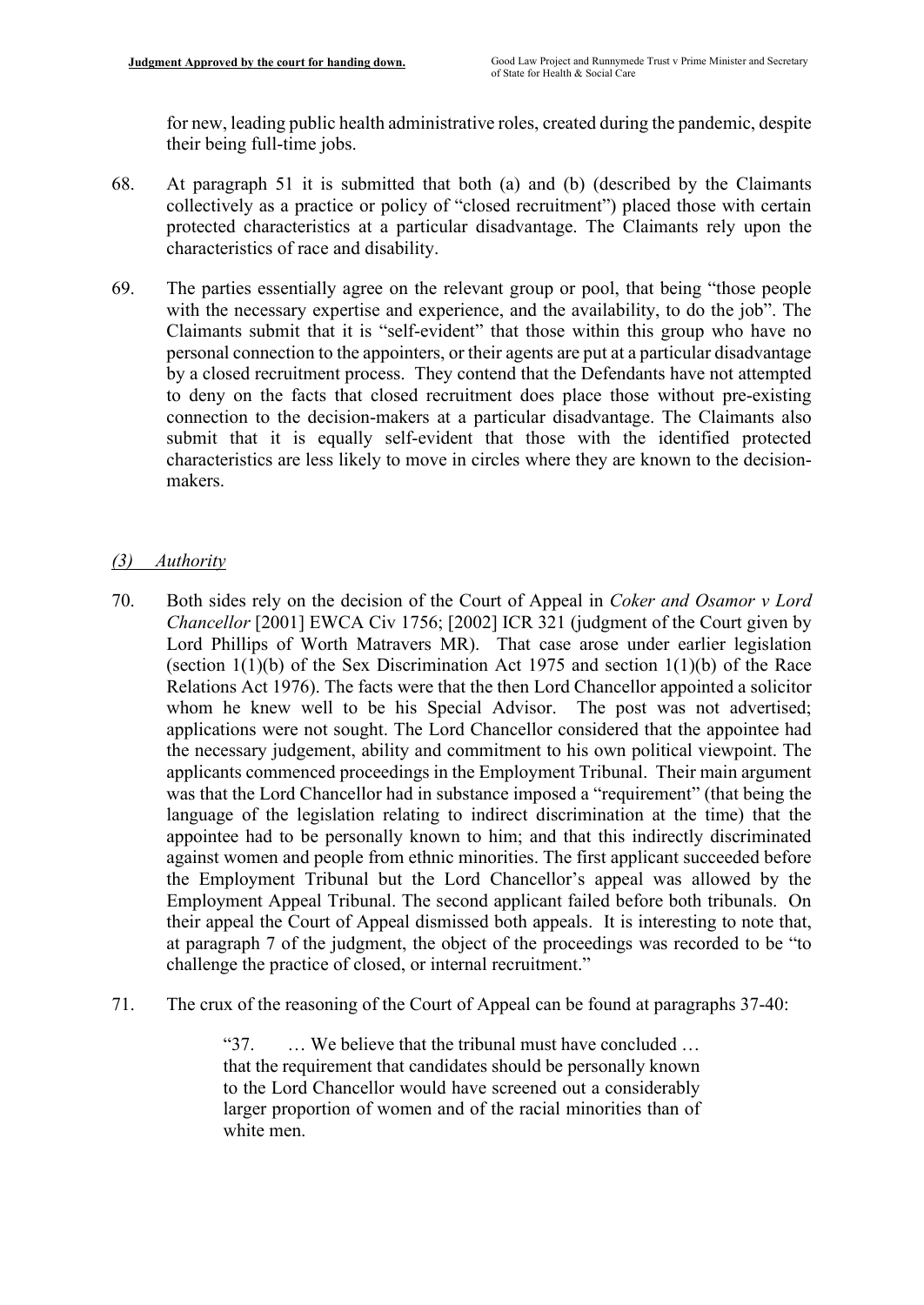for new, leading public health administrative roles, created during the pandemic, despite their being full-time jobs.

68. At paragraph 51 it is submitted that both (a) and (b) (described by the Claimants collectively as a practice or policy of "closed recruitment") placed those with certain protected characteristics at a particular disadvantage. The Claimants rely upon the characteristics of race and disability.

69. The parties essentially agree on the relevant group or pool, that being "those people with the necessary expertise and experience, and the availability, to do the job". The Claimants submit that it is "self-evident" that those within this group who have no personal connection to the appointers, or their agents are put at a particular disadvantage by a closed recruitment process. They contend that the Defendants have not attempted to deny on the facts that closed recruitment does place those without pre-existing connection to the decision-makers at a particular disadvantage. The Claimants also submit that it is equally self-evident that those with the identified protected characteristics are less likely to move in circles where they are known to the decision-makers.

### *(3) Authority*

70. Both sides rely on the decision of the Court of Appeal in *Coker and Osamor v Lord Chancellor* [2001] EWCA Civ 1756; [2002] ICR 321 (judgment of the Court given by Lord Phillips of Worth Matravers MR). That case arose under earlier legislation (section 1(1)(b) of the Sex Discrimination Act 1975 and section 1(1)(b) of the Race Relations Act 1976). The facts were that the then Lord Chancellor appointed a solicitor whom he knew well to be his Special Advisor. The post was not advertised; applications were not sought. The Lord Chancellor considered that the appointee had the necessary judgement, ability and commitment to his own political viewpoint. The applicants commenced proceedings in the Employment Tribunal. Their main argument was that the Lord Chancellor had in substance imposed a "requirement" (that being the language of the legislation relating to indirect discrimination at the time) that the appointee had to be personally known to him; and that this indirectly discriminated against women and people from ethnic minorities. The first applicant succeeded before the Employment Tribunal but the Lord Chancellor's appeal was allowed by the Employment Appeal Tribunal. The second applicant failed before both tribunals. On their appeal the Court of Appeal dismissed both appeals. It is interesting to note that, at paragraph 7 of the judgment, the object of the proceedings was recorded to be "to challenge the practice of closed, or internal recruitment."

71. The crux of the reasoning of the Court of Appeal can be found at paragraphs 37-40:

> "37. … We believe that the tribunal must have concluded … that the requirement that candidates should be personally known to the Lord Chancellor would have screened out a considerably larger proportion of women and of the racial minorities than of white men.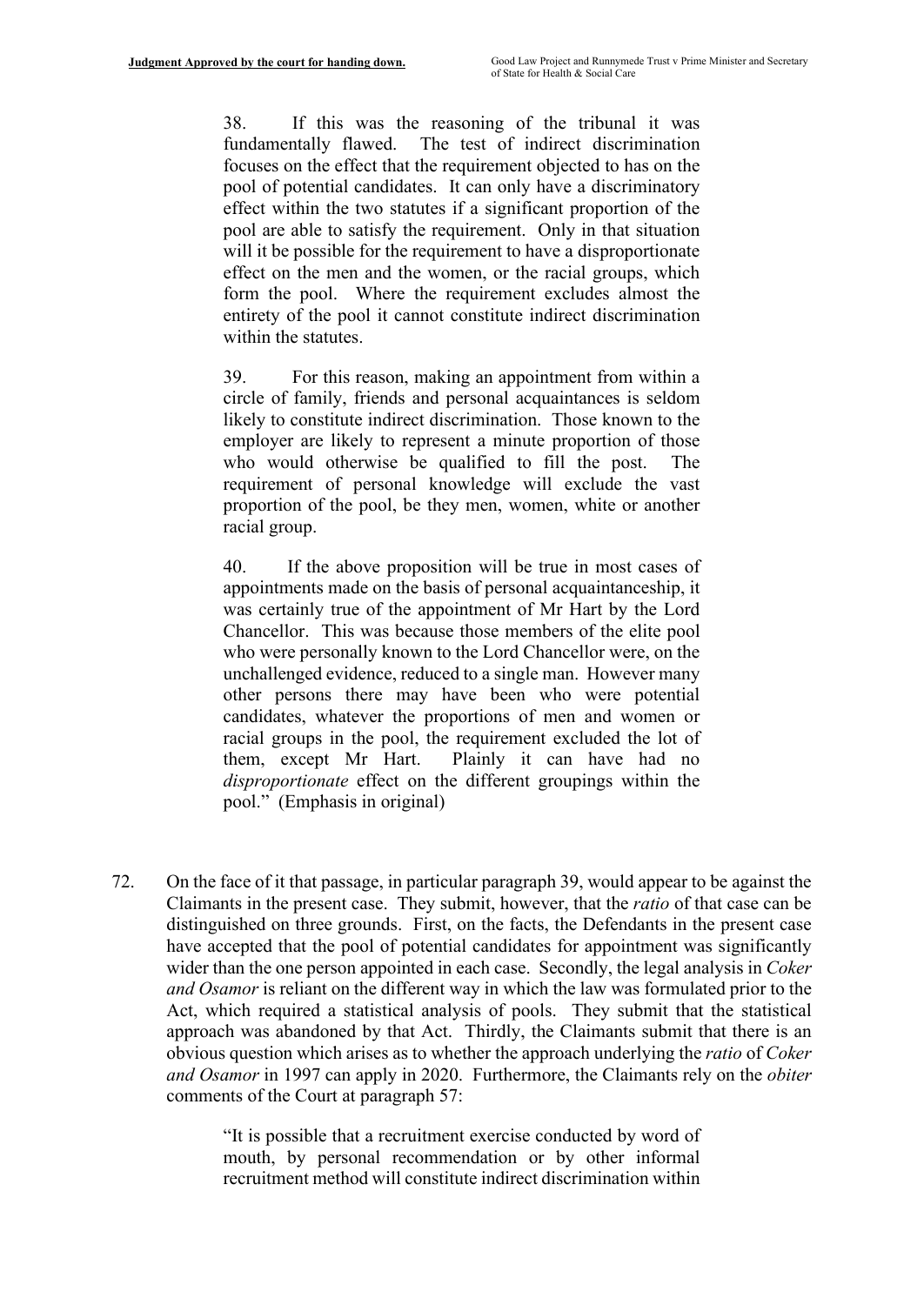> 38. If this was the reasoning of the tribunal it was fundamentally flawed. The test of indirect discrimination focuses on the effect that the requirement objected to has on the pool of potential candidates. It can only have a discriminatory effect within the two statutes if a significant proportion of the pool are able to satisfy the requirement. Only in that situation will it be possible for the requirement to have a disproportionate effect on the men and the women, or the racial groups, which form the pool. Where the requirement excludes almost the entirety of the pool it cannot constitute indirect discrimination within the statutes.
>
> 39. For this reason, making an appointment from within a circle of family, friends and personal acquaintances is seldom likely to constitute indirect discrimination. Those known to the employer are likely to represent a minute proportion of those who would otherwise be qualified to fill the post. The requirement of personal knowledge will exclude the vast proportion of the pool, be they men, women, white or another racial group.
>
> 40. If the above proposition will be true in most cases of appointments made on the basis of personal acquaintanceship, it was certainly true of the appointment of Mr Hart by the Lord Chancellor. This was because those members of the elite pool who were personally known to the Lord Chancellor were, on the unchallenged evidence, reduced to a single man. However many other persons there may have been who were potential candidates, whatever the proportions of men and women or racial groups in the pool, the requirement excluded the lot of them, except Mr Hart. Plainly it can have had no *disproportionate* effect on the different groupings within the pool." (Emphasis in original)

72. On the face of it that passage, in particular paragraph 39, would appear to be against the Claimants in the present case. They submit, however, that the *ratio* of that case can be distinguished on three grounds. First, on the facts, the Defendants in the present case have accepted that the pool of potential candidates for appointment was significantly wider than the one person appointed in each case. Secondly, the legal analysis in *Coker and Osamor* is reliant on the different way in which the law was formulated prior to the Act, which required a statistical analysis of pools. They submit that the statistical approach was abandoned by that Act. Thirdly, the Claimants submit that there is an obvious question which arises as to whether the approach underlying the *ratio* of *Coker and Osamor* in 1997 can apply in 2020. Furthermore, the Claimants rely on the *obiter* comments of the Court at paragraph 57:

> "It is possible that a recruitment exercise conducted by word of mouth, by personal recommendation or by other informal recruitment method will constitute indirect discrimination within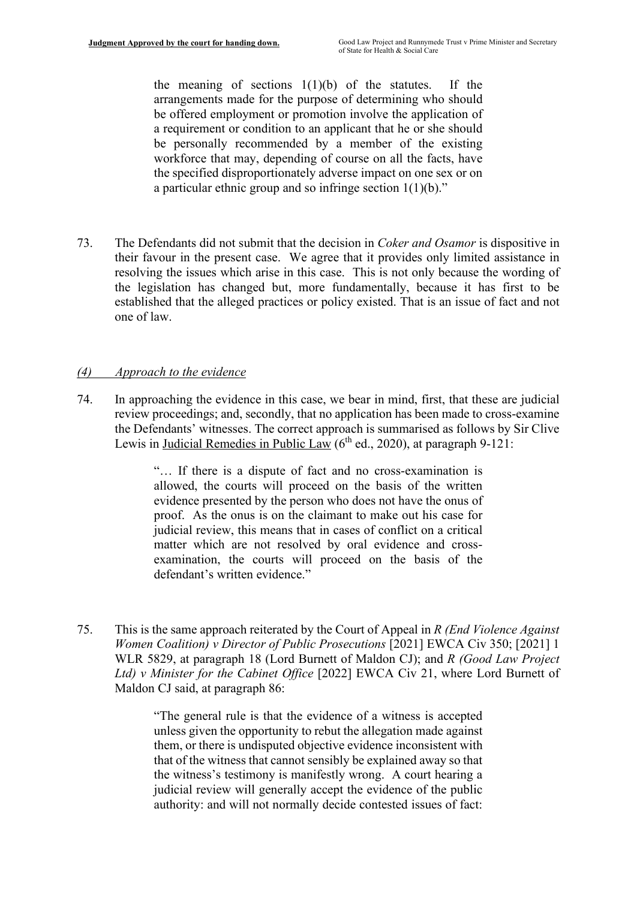> the meaning of sections 1(1)(b) of the statutes. If the arrangements made for the purpose of determining who should be offered employment or promotion involve the application of a requirement or condition to an applicant that he or she should be personally recommended by a member of the existing workforce that may, depending of course on all the facts, have the specified disproportionately adverse impact on one sex or on a particular ethnic group and so infringe section 1(1)(b)."

73. The Defendants did not submit that the decision in *Coker and Osamor* is dispositive in their favour in the present case. We agree that it provides only limited assistance in resolving the issues which arise in this case. This is not only because the wording of the legislation has changed but, more fundamentally, because it has first to be established that the alleged practices or policy existed. That is an issue of fact and not one of law.

### *(4) Approach to the evidence*

74. In approaching the evidence in this case, we bear in mind, first, that these are judicial review proceedings; and, secondly, that no application has been made to cross-examine the Defendants' witnesses. The correct approach is summarised as follows by Sir Clive Lewis in Judicial Remedies in Public Law (6th ed., 2020), at paragraph 9-121:

> "… If there is a dispute of fact and no cross-examination is allowed, the courts will proceed on the basis of the written evidence presented by the person who does not have the onus of proof. As the onus is on the claimant to make out his case for judicial review, this means that in cases of conflict on a critical matter which are not resolved by oral evidence and cross-examination, the courts will proceed on the basis of the defendant's written evidence."

75. This is the same approach reiterated by the Court of Appeal in *R (End Violence Against Women Coalition) v Director of Public Prosecutions* [2021] EWCA Civ 350; [2021] 1 WLR 5829, at paragraph 18 (Lord Burnett of Maldon CJ); and *R (Good Law Project Ltd) v Minister for the Cabinet Office* [2022] EWCA Civ 21, where Lord Burnett of Maldon CJ said, at paragraph 86:

> "The general rule is that the evidence of a witness is accepted unless given the opportunity to rebut the allegation made against them, or there is undisputed objective evidence inconsistent with that of the witness that cannot sensibly be explained away so that the witness's testimony is manifestly wrong. A court hearing a judicial review will generally accept the evidence of the public authority: and will not normally decide contested issues of fact: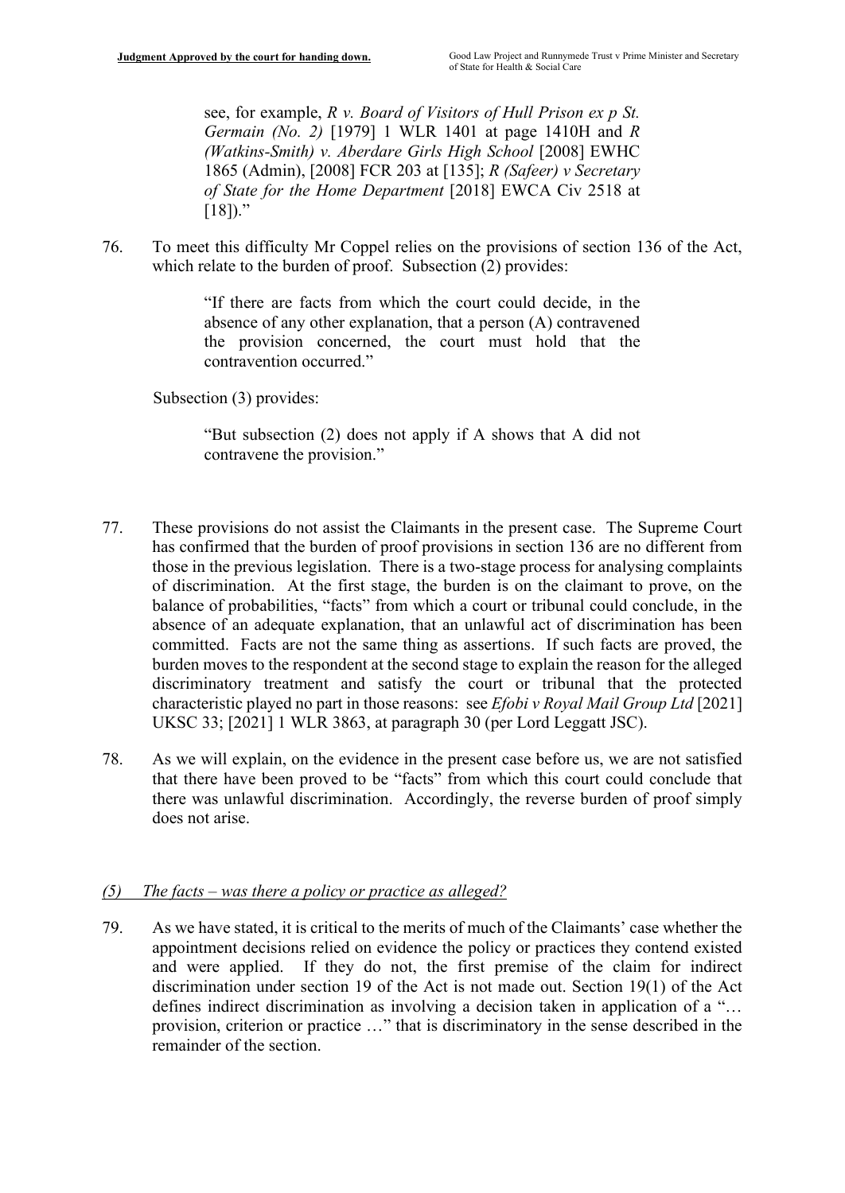see, for example, *R v. Board of Visitors of Hull Prison ex p St. Germain (No. 2)* [1979] 1 WLR 1401 at page 1410H and *R (Watkins-Smith) v. Aberdare Girls High School* [2008] EWHC 1865 (Admin), [2008] FCR 203 at [135]; *R (Safeer) v Secretary of State for the Home Department* [2018] EWCA Civ 2518 at [18])."

76. To meet this difficulty Mr Coppel relies on the provisions of section 136 of the Act, which relate to the burden of proof. Subsection (2) provides:

> "If there are facts from which the court could decide, in the absence of any other explanation, that a person (A) contravened the provision concerned, the court must hold that the contravention occurred."

Subsection (3) provides:

> "But subsection (2) does not apply if A shows that A did not contravene the provision."

77. These provisions do not assist the Claimants in the present case. The Supreme Court has confirmed that the burden of proof provisions in section 136 are no different from those in the previous legislation. There is a two-stage process for analysing complaints of discrimination. At the first stage, the burden is on the claimant to prove, on the balance of probabilities, "facts" from which a court or tribunal could conclude, in the absence of an adequate explanation, that an unlawful act of discrimination has been committed. Facts are not the same thing as assertions. If such facts are proved, the burden moves to the respondent at the second stage to explain the reason for the alleged discriminatory treatment and satisfy the court or tribunal that the protected characteristic played no part in those reasons: see *Efobi v Royal Mail Group Ltd* [2021] UKSC 33; [2021] 1 WLR 3863, at paragraph 30 (per Lord Leggatt JSC).

78. As we will explain, on the evidence in the present case before us, we are not satisfied that there have been proved to be "facts" from which this court could conclude that there was unlawful discrimination. Accordingly, the reverse burden of proof simply does not arise.

### *(5) The facts – was there a policy or practice as alleged?*

79. As we have stated, it is critical to the merits of much of the Claimants' case whether the appointment decisions relied on evidence the policy or practices they contend existed and were applied. If they do not, the first premise of the claim for indirect discrimination under section 19 of the Act is not made out. Section 19(1) of the Act defines indirect discrimination as involving a decision taken in application of a "… provision, criterion or practice …" that is discriminatory in the sense described in the remainder of the section.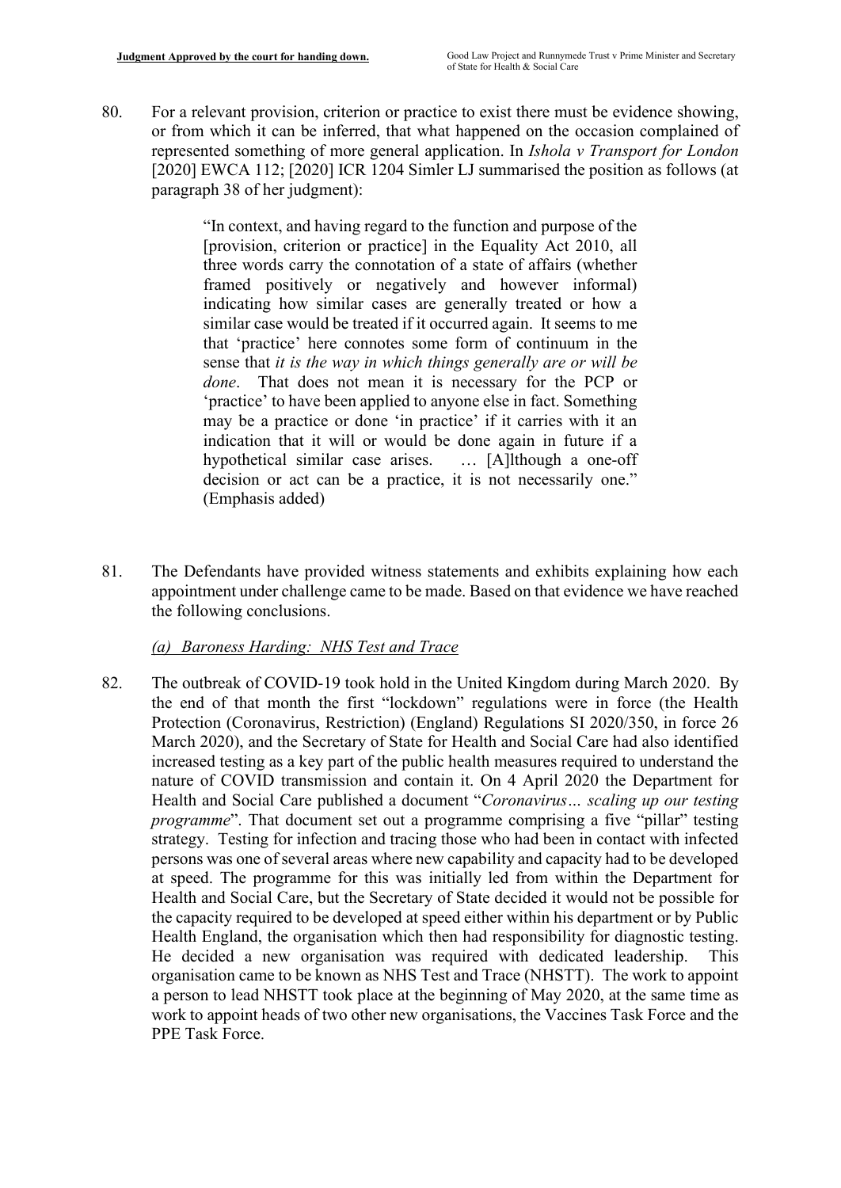80. For a relevant provision, criterion or practice to exist there must be evidence showing, or from which it can be inferred, that what happened on the occasion complained of represented something of more general application. In *Ishola v Transport for London* [2020] EWCA 112; [2020] ICR 1204 Simlер LJ summarised the position as follows (at paragraph 38 of her judgment):

> "In context, and having regard to the function and purpose of the [provision, criterion or practice] in the Equality Act 2010, all three words carry the connotation of a state of affairs (whether framed positively or negatively and however informal) indicating how similar cases are generally treated or how a similar case would be treated if it occurred again. It seems to me that 'practice' here connotes some form of continuum in the sense that *it is the way in which things generally are or will be done*. That does not mean it is necessary for the PCP or 'practice' to have been applied to anyone else in fact. Something may be a practice or done 'in practice' if it carries with it an indication that it will or would be done again in future if a hypothetical similar case arises. … [A]lthough a one-off decision or act can be a practice, it is not necessarily one." (Emphasis added)

81. The Defendants have provided witness statements and exhibits explaining how each appointment under challenge came to be made. Based on that evidence we have reached the following conclusions.

*(a) Baroness Harding: NHS Test and Trace*

82. The outbreak of COVID-19 took hold in the United Kingdom during March 2020. By the end of that month the first "lockdown" regulations were in force (the Health Protection (Coronavirus, Restriction) (England) Regulations SI 2020/350, in force 26 March 2020), and the Secretary of State for Health and Social Care had also identified increased testing as a key part of the public health measures required to understand the nature of COVID transmission and contain it. On 4 April 2020 the Department for Health and Social Care published a document "*Coronavirus… scaling up our testing programme*". That document set out a programme comprising a five "pillar" testing strategy. Testing for infection and tracing those who had been in contact with infected persons was one of several areas where new capability and capacity had to be developed at speed. The programme for this was initially led from within the Department for Health and Social Care, but the Secretary of State decided it would not be possible for the capacity required to be developed at speed either within his department or by Public Health England, the organisation which then had responsibility for diagnostic testing. He decided a new organisation was required with dedicated leadership. This organisation came to be known as NHS Test and Trace (NHSTT). The work to appoint a person to lead NHSTT took place at the beginning of May 2020, at the same time as work to appoint heads of two other new organisations, the Vaccines Task Force and the PPE Task Force.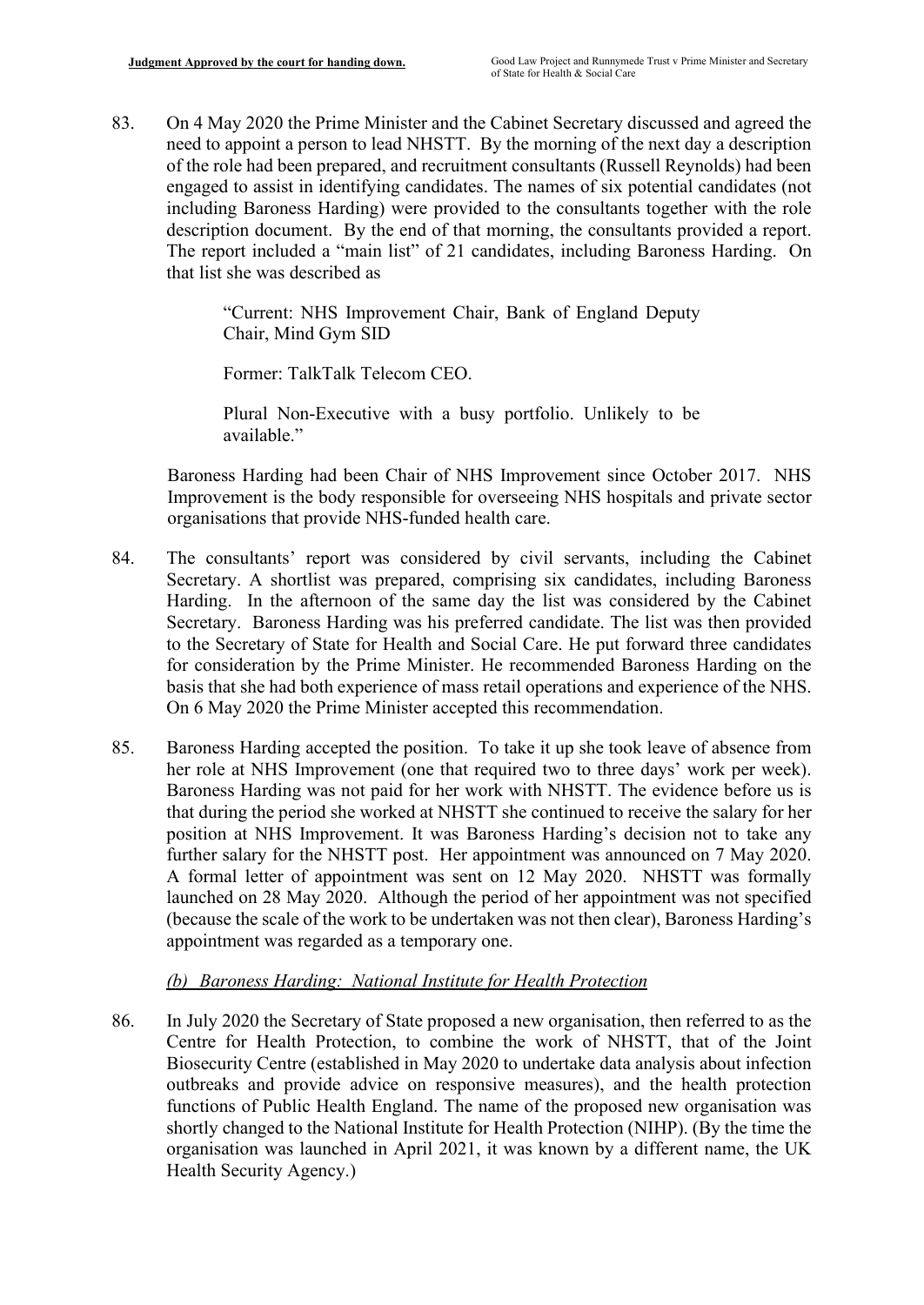83. On 4 May 2020 the Prime Minister and the Cabinet Secretary discussed and agreed the need to appoint a person to lead NHSTT. By the morning of the next day a description of the role had been prepared, and recruitment consultants (Russell Reynolds) had been engaged to assist in identifying candidates. The names of six potential candidates (not including Baroness Harding) were provided to the consultants together with the role description document. By the end of that morning, the consultants provided a report. The report included a "main list" of 21 candidates, including Baroness Harding. On that list she was described as

> "Current: NHS Improvement Chair, Bank of England Deputy Chair, Mind Gym SID
>
> Former: TalkTalk Telecom CEO.
>
> Plural Non-Executive with a busy portfolio. Unlikely to be available."

Baroness Harding had been Chair of NHS Improvement since October 2017. NHS Improvement is the body responsible for overseeing NHS hospitals and private sector organisations that provide NHS-funded health care.

84. The consultants' report was considered by civil servants, including the Cabinet Secretary. A shortlist was prepared, comprising six candidates, including Baroness Harding. In the afternoon of the same day the list was considered by the Cabinet Secretary. Baroness Harding was his preferred candidate. The list was then provided to the Secretary of State for Health and Social Care. He put forward three candidates for consideration by the Prime Minister. He recommended Baroness Harding on the basis that she had both experience of mass retail operations and experience of the NHS. On 6 May 2020 the Prime Minister accepted this recommendation.

85. Baroness Harding accepted the position. To take it up she took leave of absence from her role at NHS Improvement (one that required two to three days' work per week). Baroness Harding was not paid for her work with NHSTT. The evidence before us is that during the period she worked at NHSTT she continued to receive the salary for her position at NHS Improvement. It was Baroness Harding's decision not to take any further salary for the NHSTT post. Her appointment was announced on 7 May 2020. A formal letter of appointment was sent on 12 May 2020. NHSTT was formally launched on 28 May 2020. Although the period of her appointment was not specified (because the scale of the work to be undertaken was not then clear), Baroness Harding's appointment was regarded as a temporary one.

*(b) Baroness Harding: National Institute for Health Protection*

86. In July 2020 the Secretary of State proposed a new organisation, then referred to as the Centre for Health Protection, to combine the work of NHSTT, that of the Joint Biosecurity Centre (established in May 2020 to undertake data analysis about infection outbreaks and provide advice on responsive measures), and the health protection functions of Public Health England. The name of the proposed new organisation was shortly changed to the National Institute for Health Protection (NIHP). (By the time the organisation was launched in April 2021, it was known by a different name, the UK Health Security Agency.)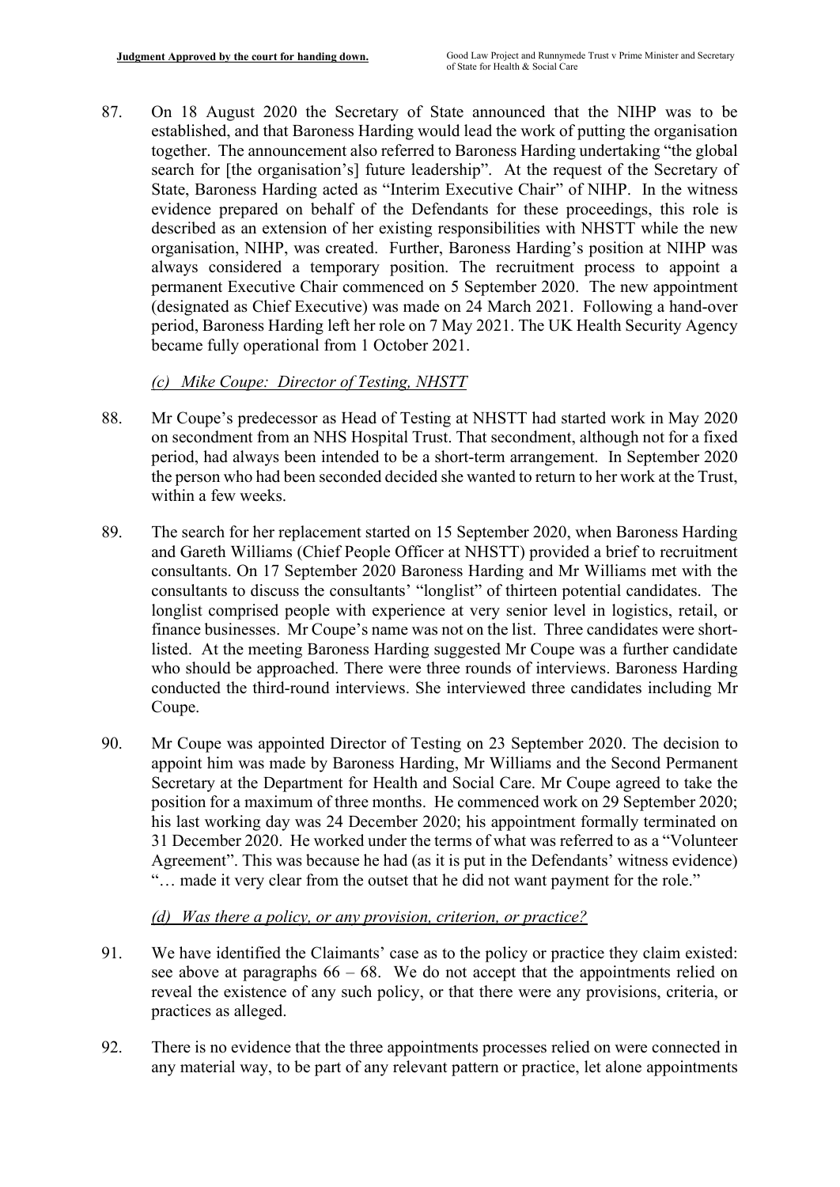87. On 18 August 2020 the Secretary of State announced that the NIHP was to be established, and that Baroness Harding would lead the work of putting the organisation together. The announcement also referred to Baroness Harding undertaking "the global search for [the organisation's] future leadership". At the request of the Secretary of State, Baroness Harding acted as "Interim Executive Chair" of NIHP. In the witness evidence prepared on behalf of the Defendants for these proceedings, this role is described as an extension of her existing responsibilities with NHSTT while the new organisation, NIHP, was created. Further, Baroness Harding's position at NIHP was always considered a temporary position. The recruitment process to appoint a permanent Executive Chair commenced on 5 September 2020. The new appointment (designated as Chief Executive) was made on 24 March 2021. Following a hand-over period, Baroness Harding left her role on 7 May 2021. The UK Health Security Agency became fully operational from 1 October 2021.

*(c) Mike Coupe: Director of Testing, NHSTT*

88. Mr Coupe's predecessor as Head of Testing at NHSTT had started work in May 2020 on secondment from an NHS Hospital Trust. That secondment, although not for a fixed period, had always been intended to be a short-term arrangement. In September 2020 the person who had been seconded decided she wanted to return to her work at the Trust, within a few weeks.

89. The search for her replacement started on 15 September 2020, when Baroness Harding and Gareth Williams (Chief People Officer at NHSTT) provided a brief to recruitment consultants. On 17 September 2020 Baroness Harding and Mr Williams met with the consultants to discuss the consultants' "longlist" of thirteen potential candidates. The longlist comprised people with experience at very senior level in logistics, retail, or finance businesses. Mr Coupe's name was not on the list. Three candidates were short-listed. At the meeting Baroness Harding suggested Mr Coupe was a further candidate who should be approached. There were three rounds of interviews. Baroness Harding conducted the third-round interviews. She interviewed three candidates including Mr Coupe.

90. Mr Coupe was appointed Director of Testing on 23 September 2020. The decision to appoint him was made by Baroness Harding, Mr Williams and the Second Permanent Secretary at the Department for Health and Social Care. Mr Coupe agreed to take the position for a maximum of three months. He commenced work on 29 September 2020; his last working day was 24 December 2020; his appointment formally terminated on 31 December 2020. He worked under the terms of what was referred to as a "Volunteer Agreement". This was because he had (as it is put in the Defendants' witness evidence) "… made it very clear from the outset that he did not want payment for the role."

*(d) Was there a policy, or any provision, criterion, or practice?*

91. We have identified the Claimants' case as to the policy or practice they claim existed: see above at paragraphs 66 – 68. We do not accept that the appointments relied on reveal the existence of any such policy, or that there were any provisions, criteria, or practices as alleged.

92. There is no evidence that the three appointments processes relied on were connected in any material way, to be part of any relevant pattern or practice, let alone appointments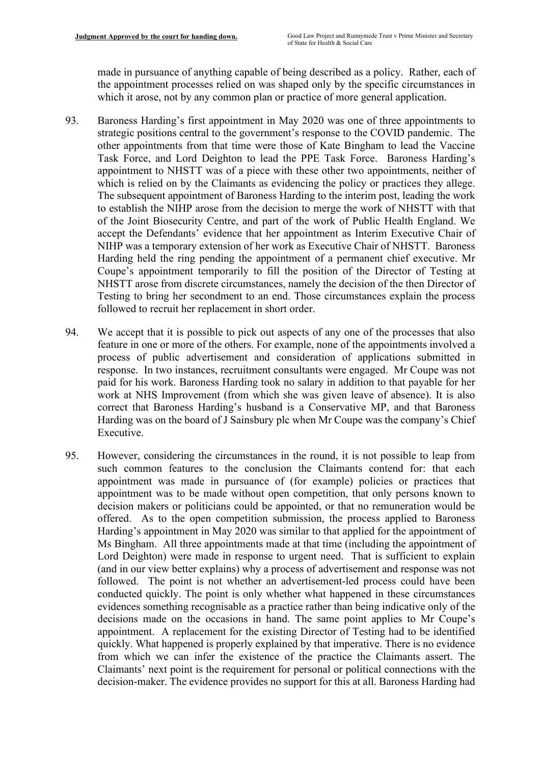made in pursuance of anything capable of being described as a policy. Rather, each of the appointment processes relied on was shaped only by the specific circumstances in which it arose, not by any common plan or practice of more general application.

93. Baroness Harding's first appointment in May 2020 was one of three appointments to strategic positions central to the government's response to the COVID pandemic. The other appointments from that time were those of Kate Bingham to lead the Vaccine Task Force, and Lord Deighton to lead the PPE Task Force. Baroness Harding's appointment to NHSTT was of a piece with these other two appointments, neither of which is relied on by the Claimants as evidencing the policy or practices they allege. The subsequent appointment of Baroness Harding to the interim post, leading the work to establish the NIHP arose from the decision to merge the work of NHSTT with that of the Joint Biosecurity Centre, and part of the work of Public Health England. We accept the Defendants' evidence that her appointment as Interim Executive Chair of NIHP was a temporary extension of her work as Executive Chair of NHSTT. Baroness Harding held the ring pending the appointment of a permanent chief executive. Mr Coupe's appointment temporarily to fill the position of the Director of Testing at NHSTT arose from discrete circumstances, namely the decision of the then Director of Testing to bring her secondment to an end. Those circumstances explain the process followed to recruit her replacement in short order.

94. We accept that it is possible to pick out aspects of any one of the processes that also feature in one or more of the others. For example, none of the appointments involved a process of public advertisement and consideration of applications submitted in response. In two instances, recruitment consultants were engaged. Mr Coupe was not paid for his work. Baroness Harding took no salary in addition to that payable for her work at NHS Improvement (from which she was given leave of absence). It is also correct that Baroness Harding's husband is a Conservative MP, and that Baroness Harding was on the board of J Sainsbury plc when Mr Coupe was the company's Chief Executive.

95. However, considering the circumstances in the round, it is not possible to leap from such common features to the conclusion the Claimants contend for: that each appointment was made in pursuance of (for example) policies or practices that appointment was to be made without open competition, that only persons known to decision makers or politicians could be appointed, or that no remuneration would be offered. As to the open competition submission, the process applied to Baroness Harding's appointment in May 2020 was similar to that applied for the appointment of Ms Bingham. All three appointments made at that time (including the appointment of Lord Deighton) were made in response to urgent need. That is sufficient to explain (and in our view better explains) why a process of advertisement and response was not followed. The point is not whether an advertisement-led process could have been conducted quickly. The point is only whether what happened in these circumstances evidences something recognisable as a practice rather than being indicative only of the decisions made on the occasions in hand. The same point applies to Mr Coupe's appointment. A replacement for the existing Director of Testing had to be identified quickly. What happened is properly explained by that imperative. There is no evidence from which we can infer the existence of the practice the Claimants assert. The Claimants' next point is the requirement for personal or political connections with the decision-maker. The evidence provides no support for this at all. Baroness Harding had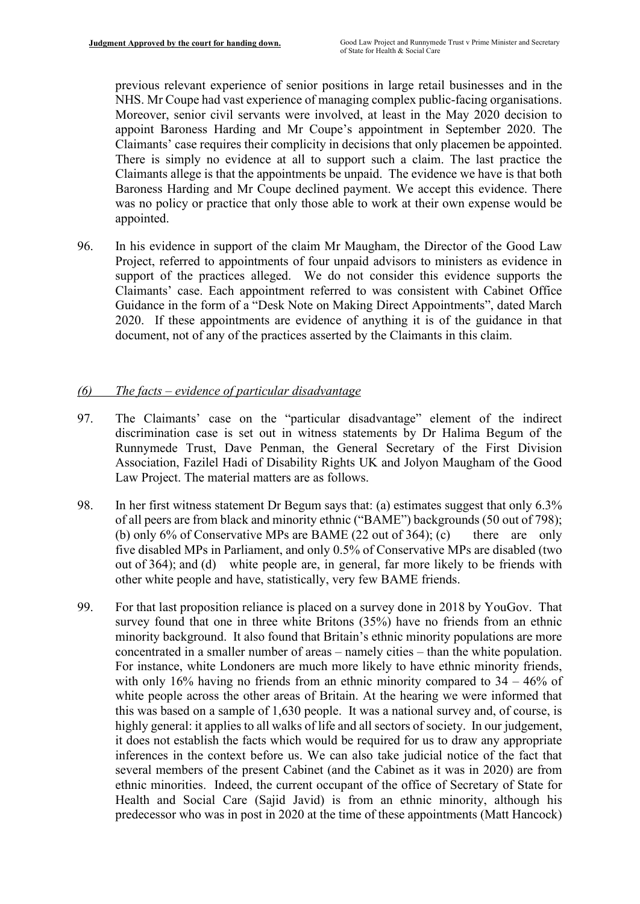previous relevant experience of senior positions in large retail businesses and in the NHS. Mr Coupe had vast experience of managing complex public-facing organisations. Moreover, senior civil servants were involved, at least in the May 2020 decision to appoint Baroness Harding and Mr Coupe's appointment in September 2020. The Claimants' case requires their complicity in decisions that only placemen be appointed. There is simply no evidence at all to support such a claim. The last practice the Claimants allege is that the appointments be unpaid. The evidence we have is that both Baroness Harding and Mr Coupe declined payment. We accept this evidence. There was no policy or practice that only those able to work at their own expense would be appointed.

96. In his evidence in support of the claim Mr Maugham, the Director of the Good Law Project, referred to appointments of four unpaid advisors to ministers as evidence in support of the practices alleged. We do not consider this evidence supports the Claimants' case. Each appointment referred to was consistent with Cabinet Office Guidance in the form of a "Desk Note on Making Direct Appointments", dated March 2020. If these appointments are evidence of anything it is of the guidance in that document, not of any of the practices asserted by the Claimants in this claim.

### *(6) The facts – evidence of particular disadvantage*

97. The Claimants' case on the "particular disadvantage" element of the indirect discrimination case is set out in witness statements by Dr Halima Begum of the Runnymede Trust, Dave Penman, the General Secretary of the First Division Association, Fazilel Hadi of Disability Rights UK and Jolyon Maugham of the Good Law Project. The material matters are as follows.

98. In her first witness statement Dr Begum says that: (a) estimates suggest that only 6.3% of all peers are from black and minority ethnic ("BAME") backgrounds (50 out of 798); (b) only 6% of Conservative MPs are BAME (22 out of 364); (c) there are only five disabled MPs in Parliament, and only 0.5% of Conservative MPs are disabled (two out of 364); and (d) white people are, in general, far more likely to be friends with other white people and have, statistically, very few BAME friends.

99. For that last proposition reliance is placed on a survey done in 2018 by YouGov. That survey found that one in three white Britons (35%) have no friends from an ethnic minority background. It also found that Britain's ethnic minority populations are more concentrated in a smaller number of areas – namely cities – than the white population. For instance, white Londoners are much more likely to have ethnic minority friends, with only 16% having no friends from an ethnic minority compared to 34 – 46% of white people across the other areas of Britain. At the hearing we were informed that this was based on a sample of 1,630 people. It was a national survey and, of course, is highly general: it applies to all walks of life and all sectors of society. In our judgement, it does not establish the facts which would be required for us to draw any appropriate inferences in the context before us. We can also take judicial notice of the fact that several members of the present Cabinet (and the Cabinet as it was in 2020) are from ethnic minorities. Indeed, the current occupant of the office of Secretary of State for Health and Social Care (Sajid Javid) is from an ethnic minority, although his predecessor who was in post in 2020 at the time of these appointments (Matt Hancock)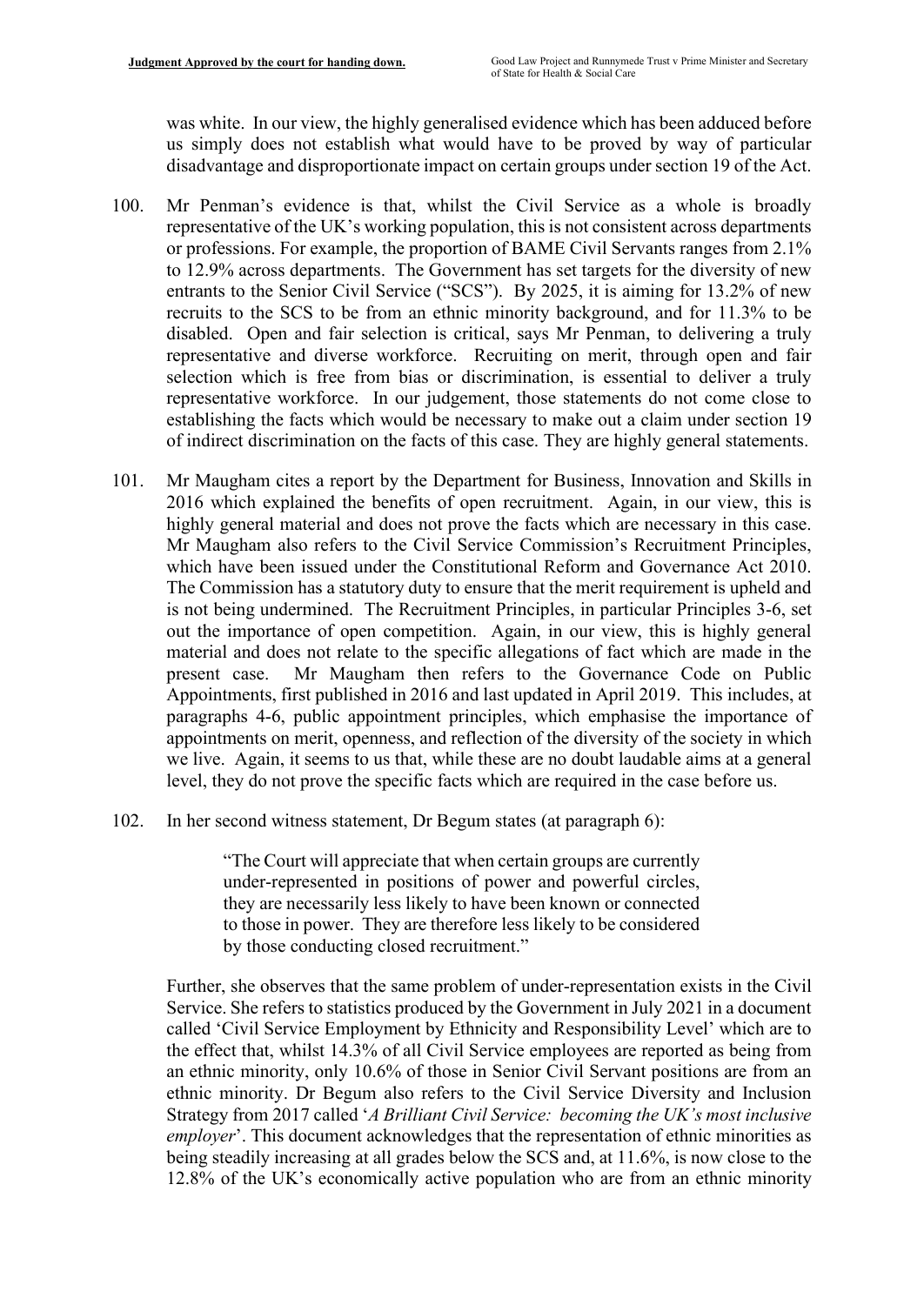was white. In our view, the highly generalised evidence which has been adduced before us simply does not establish what would have to be proved by way of particular disadvantage and disproportionate impact on certain groups under section 19 of the Act.

100. Mr Penman's evidence is that, whilst the Civil Service as a whole is broadly representative of the UK's working population, this is not consistent across departments or professions. For example, the proportion of BAME Civil Servants ranges from 2.1% to 12.9% across departments. The Government has set targets for the diversity of new entrants to the Senior Civil Service ("SCS"). By 2025, it is aiming for 13.2% of new recruits to the SCS to be from an ethnic minority background, and for 11.3% to be disabled. Open and fair selection is critical, says Mr Penman, to delivering a truly representative and diverse workforce. Recruiting on merit, through open and fair selection which is free from bias or discrimination, is essential to deliver a truly representative workforce. In our judgement, those statements do not come close to establishing the facts which would be necessary to make out a claim under section 19 of indirect discrimination on the facts of this case. They are highly general statements.

101. Mr Maugham cites a report by the Department for Business, Innovation and Skills in 2016 which explained the benefits of open recruitment. Again, in our view, this is highly general material and does not prove the facts which are necessary in this case. Mr Maugham also refers to the Civil Service Commission's Recruitment Principles, which have been issued under the Constitutional Reform and Governance Act 2010. The Commission has a statutory duty to ensure that the merit requirement is upheld and is not being undermined. The Recruitment Principles, in particular Principles 3-6, set out the importance of open competition. Again, in our view, this is highly general material and does not relate to the specific allegations of fact which are made in the present case. Mr Maugham then refers to the Governance Code on Public Appointments, first published in 2016 and last updated in April 2019. This includes, at paragraphs 4-6, public appointment principles, which emphasise the importance of appointments on merit, openness, and reflection of the diversity of the society in which we live. Again, it seems to us that, while these are no doubt laudable aims at a general level, they do not prove the specific facts which are required in the case before us.

102. In her second witness statement, Dr Begum states (at paragraph 6):

> "The Court will appreciate that when certain groups are currently under-represented in positions of power and powerful circles, they are necessarily less likely to have been known or connected to those in power. They are therefore less likely to be considered by those conducting closed recruitment."

Further, she observes that the same problem of under-representation exists in the Civil Service. She refers to statistics produced by the Government in July 2021 in a document called 'Civil Service Employment by Ethnicity and Responsibility Level' which are to the effect that, whilst 14.3% of all Civil Service employees are reported as being from an ethnic minority, only 10.6% of those in Senior Civil Servant positions are from an ethnic minority. Dr Begum also refers to the Civil Service Diversity and Inclusion Strategy from 2017 called '*A Brilliant Civil Service: becoming the UK's most inclusive employer*'. This document acknowledges that the representation of ethnic minorities as being steadily increasing at all grades below the SCS and, at 11.6%, is now close to the 12.8% of the UK's economically active population who are from an ethnic minority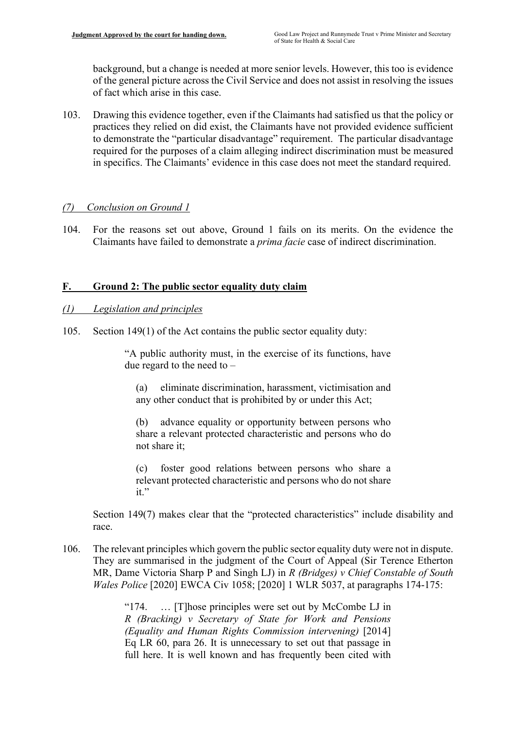background, but a change is needed at more senior levels. However, this too is evidence of the general picture across the Civil Service and does not assist in resolving the issues of fact which arise in this case.

103. Drawing this evidence together, even if the Claimants had satisfied us that the policy or practices they relied on did exist, the Claimants have not provided evidence sufficient to demonstrate the "particular disadvantage" requirement. The particular disadvantage required for the purposes of a claim alleging indirect discrimination must be measured in specifics. The Claimants' evidence in this case does not meet the standard required.

### *(7) Conclusion on Ground 1*

104. For the reasons set out above, Ground 1 fails on its merits. On the evidence the Claimants have failed to demonstrate a *prima facie* case of indirect discrimination.

## F. Ground 2: The public sector equality duty claim

### *(1) Legislation and principles*

105. Section 149(1) of the Act contains the public sector equality duty:

> "A public authority must, in the exercise of its functions, have due regard to the need to –
>
> (a) eliminate discrimination, harassment, victimisation and any other conduct that is prohibited by or under this Act;
>
> (b) advance equality or opportunity between persons who share a relevant protected characteristic and persons who do not share it;
>
> (c) foster good relations between persons who share a relevant protected characteristic and persons who do not share it."

Section 149(7) makes clear that the "protected characteristics" include disability and race.

106. The relevant principles which govern the public sector equality duty were not in dispute. They are summarised in the judgment of the Court of Appeal (Sir Terence Etherton MR, Dame Victoria Sharp P and Singh LJ) in *R (Bridges) v Chief Constable of South Wales Police* [2020] EWCA Civ 1058; [2020] 1 WLR 5037, at paragraphs 174-175:

> "174. … [T]hose principles were set out by McCombe LJ in *R (Bracking) v Secretary of State for Work and Pensions (Equality and Human Rights Commission intervening)* [2014] Eq LR 60, para 26. It is unnecessary to set out that passage in full here. It is well known and has frequently been cited with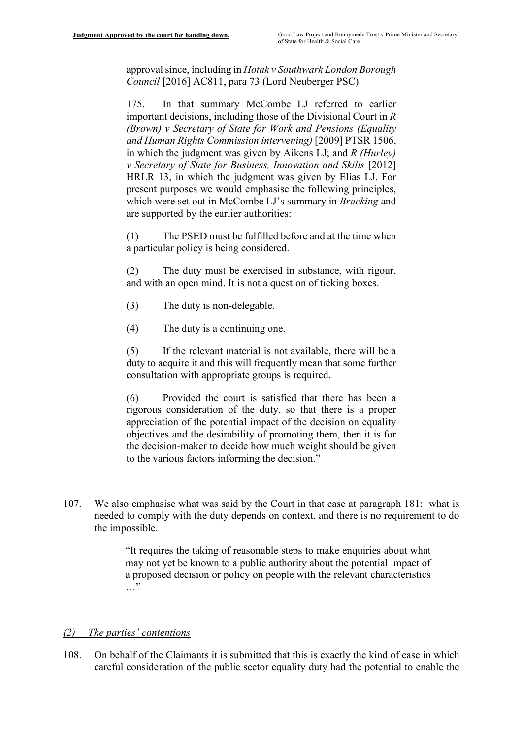approval since, including in *Hotak v Southwark London Borough Council* [2016] AC811, para 73 (Lord Neuberger PSC).

> 175. In that summary McCombe LJ referred to earlier important decisions, including those of the Divisional Court in *R (Brown) v Secretary of State for Work and Pensions (Equality and Human Rights Commission intervening)* [2009] PTSR 1506, in which the judgment was given by Aikens LJ; and *R (Hurley) v Secretary of State for Business, Innovation and Skills* [2012] HRLR 13, in which the judgment was given by Elias LJ. For present purposes we would emphasise the following principles, which were set out in McCombe LJ's summary in *Bracking* and are supported by the earlier authorities:
>
> (1) The PSED must be fulfilled before and at the time when a particular policy is being considered.
>
> (2) The duty must be exercised in substance, with rigour, and with an open mind. It is not a question of ticking boxes.
>
> (3) The duty is non-delegable.
>
> (4) The duty is a continuing one.
>
> (5) If the relevant material is not available, there will be a duty to acquire it and this will frequently mean that some further consultation with appropriate groups is required.
>
> (6) Provided the court is satisfied that there has been a rigorous consideration of the duty, so that there is a proper appreciation of the potential impact of the decision on equality objectives and the desirability of promoting them, then it is for the decision-maker to decide how much weight should be given to the various factors informing the decision."

107. We also emphasise what was said by the Court in that case at paragraph 181: what is needed to comply with the duty depends on context, and there is no requirement to do the impossible.

> "It requires the taking of reasonable steps to make enquiries about what may not yet be known to a public authority about the potential impact of a proposed decision or policy on people with the relevant characteristics …"

### *(2) The parties' contentions*

108. On behalf of the Claimants it is submitted that this is exactly the kind of case in which careful consideration of the public sector equality duty had the potential to enable the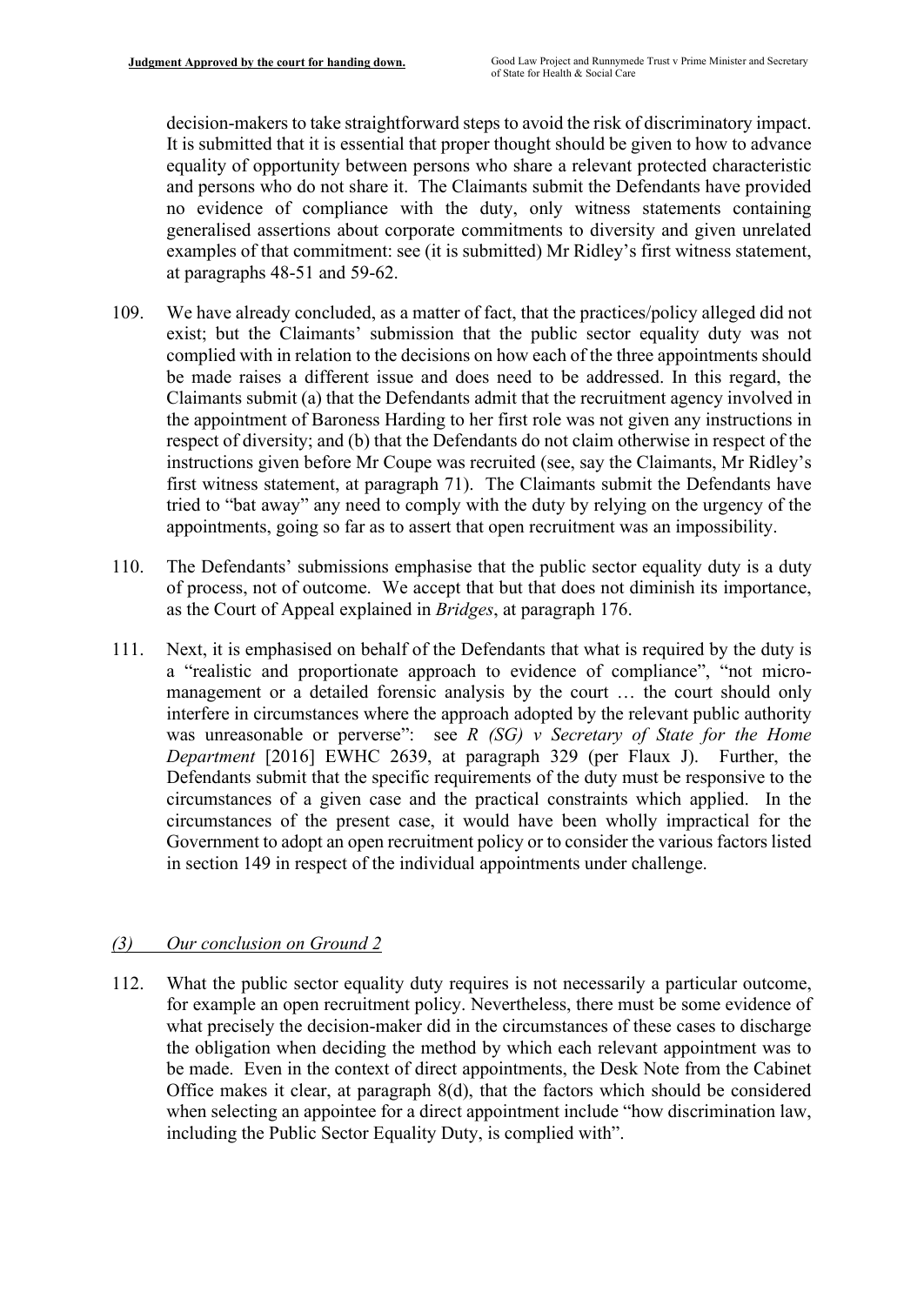decision-makers to take straightforward steps to avoid the risk of discriminatory impact. It is submitted that it is essential that proper thought should be given to how to advance equality of opportunity between persons who share a relevant protected characteristic and persons who do not share it. The Claimants submit the Defendants have provided no evidence of compliance with the duty, only witness statements containing generalised assertions about corporate commitments to diversity and given unrelated examples of that commitment: see (it is submitted) Mr Ridley's first witness statement, at paragraphs 48-51 and 59-62.

109. We have already concluded, as a matter of fact, that the practices/policy alleged did not exist; but the Claimants' submission that the public sector equality duty was not complied with in relation to the decisions on how each of the three appointments should be made raises a different issue and does need to be addressed. In this regard, the Claimants submit (a) that the Defendants admit that the recruitment agency involved in the appointment of Baroness Harding to her first role was not given any instructions in respect of diversity; and (b) that the Defendants do not claim otherwise in respect of the instructions given before Mr Coupe was recruited (see, say the Claimants, Mr Ridley's first witness statement, at paragraph 71). The Claimants submit the Defendants have tried to "bat away" any need to comply with the duty by relying on the urgency of the appointments, going so far as to assert that open recruitment was an impossibility.

110. The Defendants' submissions emphasise that the public sector equality duty is a duty of process, not of outcome. We accept that but that does not diminish its importance, as the Court of Appeal explained in *Bridges*, at paragraph 176.

111. Next, it is emphasised on behalf of the Defendants that what is required by the duty is a "realistic and proportionate approach to evidence of compliance", "not micro-management or a detailed forensic analysis by the court … the court should only interfere in circumstances where the approach adopted by the relevant public authority was unreasonable or perverse": see *R (SG) v Secretary of State for the Home Department* [2016] EWHC 2639, at paragraph 329 (per Flaux J). Further, the Defendants submit that the specific requirements of the duty must be responsive to the circumstances of a given case and the practical constraints which applied. In the circumstances of the present case, it would have been wholly impractical for the Government to adopt an open recruitment policy or to consider the various factors listed in section 149 in respect of the individual appointments under challenge.

### *(3) Our conclusion on Ground 2*

112. What the public sector equality duty requires is not necessarily a particular outcome, for example an open recruitment policy. Nevertheless, there must be some evidence of what precisely the decision-maker did in the circumstances of these cases to discharge the obligation when deciding the method by which each relevant appointment was to be made. Even in the context of direct appointments, the Desk Note from the Cabinet Office makes it clear, at paragraph 8(d), that the factors which should be considered when selecting an appointee for a direct appointment include "how discrimination law, including the Public Sector Equality Duty, is complied with".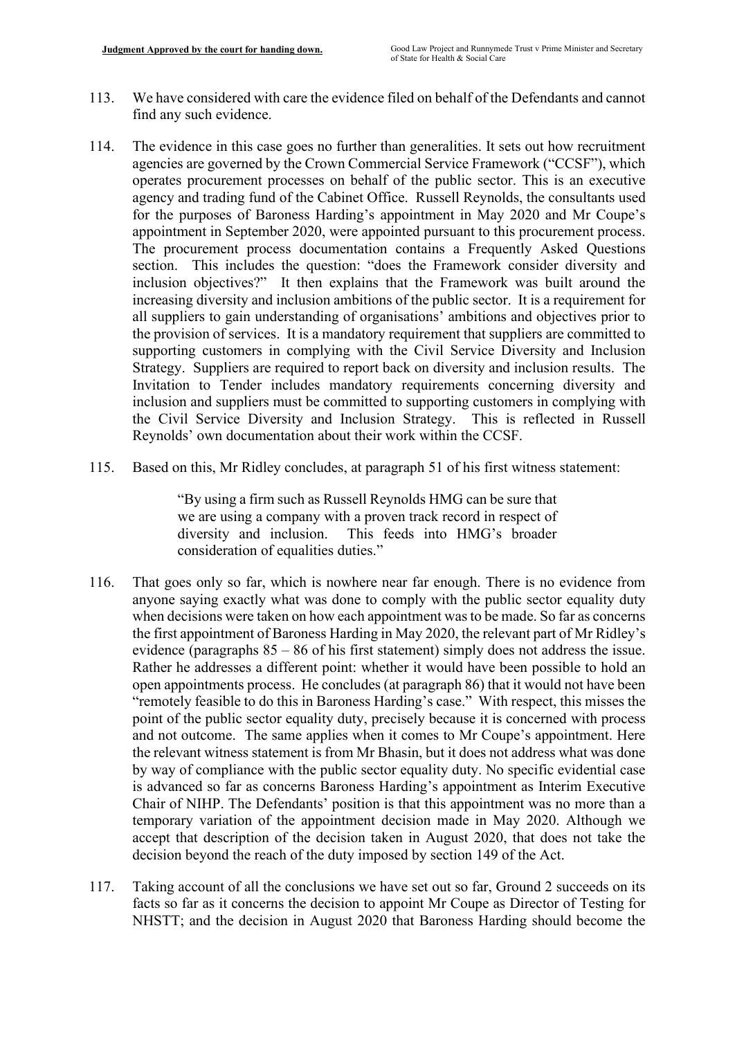113. We have considered with care the evidence filed on behalf of the Defendants and cannot find any such evidence.

114. The evidence in this case goes no further than generalities. It sets out how recruitment agencies are governed by the Crown Commercial Service Framework ("CCSF"), which operates procurement processes on behalf of the public sector. This is an executive agency and trading fund of the Cabinet Office. Russell Reynolds, the consultants used for the purposes of Baroness Harding's appointment in May 2020 and Mr Coupe's appointment in September 2020, were appointed pursuant to this procurement process. The procurement process documentation contains a Frequently Asked Questions section. This includes the question: "does the Framework consider diversity and inclusion objectives?" It then explains that the Framework was built around the increasing diversity and inclusion ambitions of the public sector. It is a requirement for all suppliers to gain understanding of organisations' ambitions and objectives prior to the provision of services. It is a mandatory requirement that suppliers are committed to supporting customers in complying with the Civil Service Diversity and Inclusion Strategy. Suppliers are required to report back on diversity and inclusion results. The Invitation to Tender includes mandatory requirements concerning diversity and inclusion and suppliers must be committed to supporting customers in complying with the Civil Service Diversity and Inclusion Strategy. This is reflected in Russell Reynolds' own documentation about their work within the CCSF.

115. Based on this, Mr Ridley concludes, at paragraph 51 of his first witness statement:

> "By using a firm such as Russell Reynolds HMG can be sure that we are using a company with a proven track record in respect of diversity and inclusion. This feeds into HMG's broader consideration of equalities duties."

116. That goes only so far, which is nowhere near far enough. There is no evidence from anyone saying exactly what was done to comply with the public sector equality duty when decisions were taken on how each appointment was to be made. So far as concerns the first appointment of Baroness Harding in May 2020, the relevant part of Mr Ridley's evidence (paragraphs 85 – 86 of his first statement) simply does not address the issue. Rather he addresses a different point: whether it would have been possible to hold an open appointments process. He concludes (at paragraph 86) that it would not have been "remotely feasible to do this in Baroness Harding's case." With respect, this misses the point of the public sector equality duty, precisely because it is concerned with process and not outcome. The same applies when it comes to Mr Coupe's appointment. Here the relevant witness statement is from Mr Bhasin, but it does not address what was done by way of compliance with the public sector equality duty. No specific evidential case is advanced so far as concerns Baroness Harding's appointment as Interim Executive Chair of NIHP. The Defendants' position is that this appointment was no more than a temporary variation of the appointment decision made in May 2020. Although we accept that description of the decision taken in August 2020, that does not take the decision beyond the reach of the duty imposed by section 149 of the Act.

117. Taking account of all the conclusions we have set out so far, Ground 2 succeeds on its facts so far as it concerns the decision to appoint Mr Coupe as Director of Testing for NHSTT; and the decision in August 2020 that Baroness Harding should become the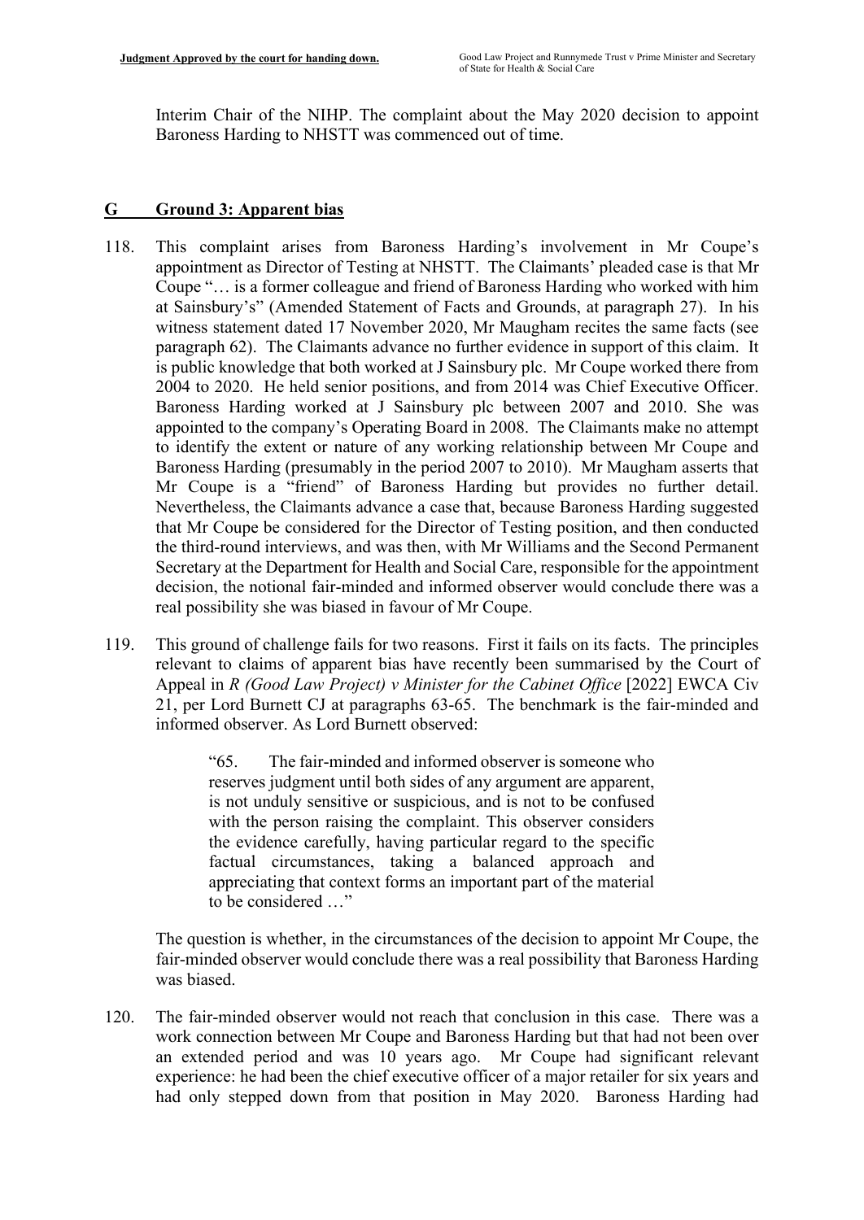Interim Chair of the NIHP. The complaint about the May 2020 decision to appoint Baroness Harding to NHSTT was commenced out of time.

## G Ground 3: Apparent bias

118. This complaint arises from Baroness Harding's involvement in Mr Coupe's appointment as Director of Testing at NHSTT. The Claimants' pleaded case is that Mr Coupe "… is a former colleague and friend of Baroness Harding who worked with him at Sainsbury's" (Amended Statement of Facts and Grounds, at paragraph 27). In his witness statement dated 17 November 2020, Mr Maugham recites the same facts (see paragraph 62). The Claimants advance no further evidence in support of this claim. It is public knowledge that both worked at J Sainsbury plc. Mr Coupe worked there from 2004 to 2020. He held senior positions, and from 2014 was Chief Executive Officer. Baroness Harding worked at J Sainsbury plc between 2007 and 2010. She was appointed to the company's Operating Board in 2008. The Claimants make no attempt to identify the extent or nature of any working relationship between Mr Coupe and Baroness Harding (presumably in the period 2007 to 2010). Mr Maugham asserts that Mr Coupe is a "friend" of Baroness Harding but provides no further detail. Nevertheless, the Claimants advance a case that, because Baroness Harding suggested that Mr Coupe be considered for the Director of Testing position, and then conducted the third-round interviews, and was then, with Mr Williams and the Second Permanent Secretary at the Department for Health and Social Care, responsible for the appointment decision, the notional fair-minded and informed observer would conclude there was a real possibility she was biased in favour of Mr Coupe.

119. This ground of challenge fails for two reasons. First it fails on its facts. The principles relevant to claims of apparent bias have recently been summarised by the Court of Appeal in *R (Good Law Project) v Minister for the Cabinet Office* [2022] EWCA Civ 21, per Lord Burnett CJ at paragraphs 63-65. The benchmark is the fair-minded and informed observer. As Lord Burnett observed:

> "65. The fair-minded and informed observer is someone who reserves judgment until both sides of any argument are apparent, is not unduly sensitive or suspicious, and is not to be confused with the person raising the complaint. This observer considers the evidence carefully, having particular regard to the specific factual circumstances, taking a balanced approach and appreciating that context forms an important part of the material to be considered …"

The question is whether, in the circumstances of the decision to appoint Mr Coupe, the fair-minded observer would conclude there was a real possibility that Baroness Harding was biased.

120. The fair-minded observer would not reach that conclusion in this case. There was a work connection between Mr Coupe and Baroness Harding but that had not been over an extended period and was 10 years ago. Mr Coupe had significant relevant experience: he had been the chief executive officer of a major retailer for six years and had only stepped down from that position in May 2020. Baroness Harding had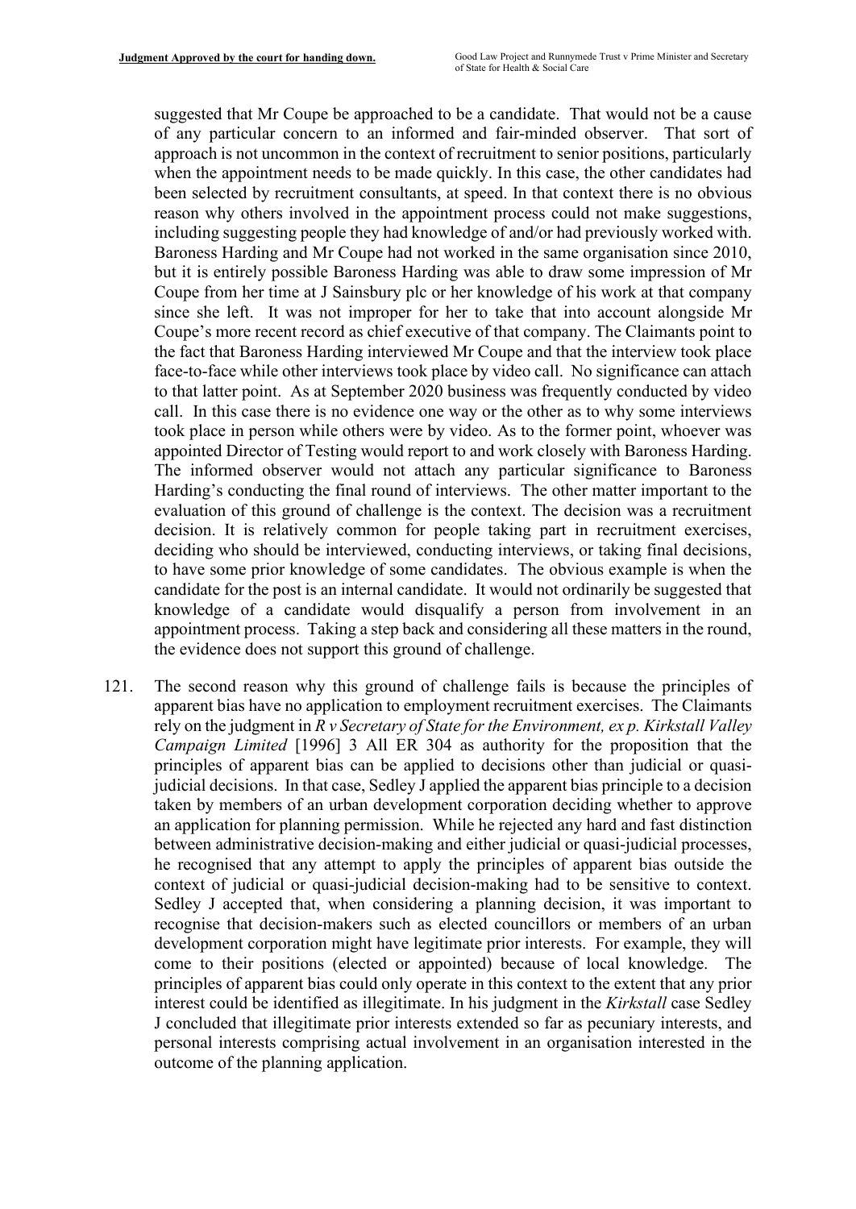suggested that Mr Coupe be approached to be a candidate. That would not be a cause of any particular concern to an informed and fair-minded observer. That sort of approach is not uncommon in the context of recruitment to senior positions, particularly when the appointment needs to be made quickly. In this case, the other candidates had been selected by recruitment consultants, at speed. In that context there is no obvious reason why others involved in the appointment process could not make suggestions, including suggesting people they had knowledge of and/or had previously worked with. Baroness Harding and Mr Coupe had not worked in the same organisation since 2010, but it is entirely possible Baroness Harding was able to draw some impression of Mr Coupe from her time at J Sainsbury plc or her knowledge of his work at that company since she left. It was not improper for her to take that into account alongside Mr Coupe's more recent record as chief executive of that company. The Claimants point to the fact that Baroness Harding interviewed Mr Coupe and that the interview took place face-to-face while other interviews took place by video call. No significance can attach to that latter point. As at September 2020 business was frequently conducted by video call. In this case there is no evidence one way or the other as to why some interviews took place in person while others were by video. As to the former point, whoever was appointed Director of Testing would report to and work closely with Baroness Harding. The informed observer would not attach any particular significance to Baroness Harding's conducting the final round of interviews. The other matter important to the evaluation of this ground of challenge is the context. The decision was a recruitment decision. It is relatively common for people taking part in recruitment exercises, deciding who should be interviewed, conducting interviews, or taking final decisions, to have some prior knowledge of some candidates. The obvious example is when the candidate for the post is an internal candidate. It would not ordinarily be suggested that knowledge of a candidate would disqualify a person from involvement in an appointment process. Taking a step back and considering all these matters in the round, the evidence does not support this ground of challenge.

121. The second reason why this ground of challenge fails is because the principles of apparent bias have no application to employment recruitment exercises. The Claimants rely on the judgment in *R v Secretary of State for the Environment, ex p. Kirkstall Valley Campaign Limited* [1996] 3 All ER 304 as authority for the proposition that the principles of apparent bias can be applied to decisions other than judicial or quasi-judicial decisions. In that case, Sedley J applied the apparent bias principle to a decision taken by members of an urban development corporation deciding whether to approve an application for planning permission. While he rejected any hard and fast distinction between administrative decision-making and either judicial or quasi-judicial processes, he recognised that any attempt to apply the principles of apparent bias outside the context of judicial or quasi-judicial decision-making had to be sensitive to context. Sedley J accepted that, when considering a planning decision, it was important to recognise that decision-makers such as elected councillors or members of an urban development corporation might have legitimate prior interests. For example, they will come to their positions (elected or appointed) because of local knowledge. The principles of apparent bias could only operate in this context to the extent that any prior interest could be identified as illegitimate. In his judgment in the *Kirkstall* case Sedley J concluded that illegitimate prior interests extended so far as pecuniary interests, and personal interests comprising actual involvement in an organisation interested in the outcome of the planning application.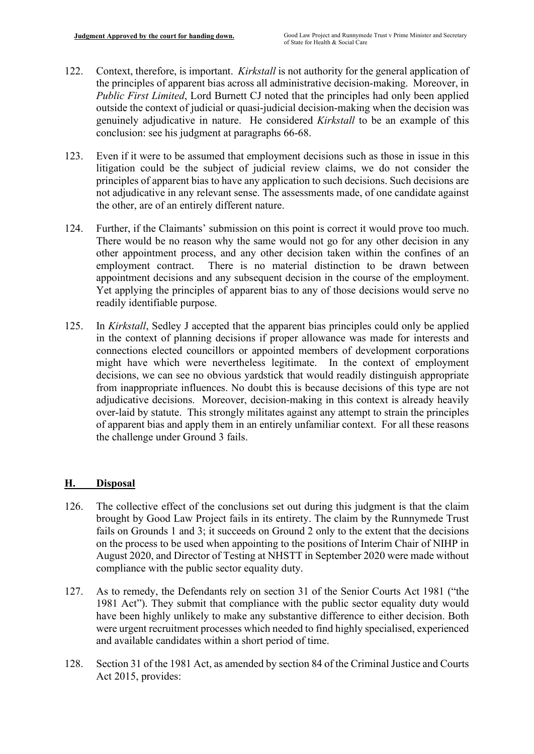122. Context, therefore, is important. *Kirkstall* is not authority for the general application of the principles of apparent bias across all administrative decision-making. Moreover, in *Public First Limited*, Lord Burnett CJ noted that the principles had only been applied outside the context of judicial or quasi-judicial decision-making when the decision was genuinely adjudicative in nature. He considered *Kirkstall* to be an example of this conclusion: see his judgment at paragraphs 66-68.

123. Even if it were to be assumed that employment decisions such as those in issue in this litigation could be the subject of judicial review claims, we do not consider the principles of apparent bias to have any application to such decisions. Such decisions are not adjudicative in any relevant sense. The assessments made, of one candidate against the other, are of an entirely different nature.

124. Further, if the Claimants' submission on this point is correct it would prove too much. There would be no reason why the same would not go for any other decision in any other appointment process, and any other decision taken within the confines of an employment contract. There is no material distinction to be drawn between appointment decisions and any subsequent decision in the course of the employment. Yet applying the principles of apparent bias to any of those decisions would serve no readily identifiable purpose.

125. In *Kirkstall*, Sedley J accepted that the apparent bias principles could only be applied in the context of planning decisions if proper allowance was made for interests and connections elected councillors or appointed members of development corporations might have which were nevertheless legitimate. In the context of employment decisions, we can see no obvious yardstick that would readily distinguish appropriate from inappropriate influences. No doubt this is because decisions of this type are not adjudicative decisions. Moreover, decision-making in this context is already heavily over-laid by statute. This strongly militates against any attempt to strain the principles of apparent bias and apply them in an entirely unfamiliar context. For all these reasons the challenge under Ground 3 fails.

## H. Disposal

126. The collective effect of the conclusions set out during this judgment is that the claim brought by Good Law Project fails in its entirety. The claim by the Runnymede Trust fails on Grounds 1 and 3; it succeeds on Ground 2 only to the extent that the decisions on the process to be used when appointing to the positions of Interim Chair of NIHP in August 2020, and Director of Testing at NHSTT in September 2020 were made without compliance with the public sector equality duty.

127. As to remedy, the Defendants rely on section 31 of the Senior Courts Act 1981 ("the 1981 Act"). They submit that compliance with the public sector equality duty would have been highly unlikely to make any substantive difference to either decision. Both were urgent recruitment processes which needed to find highly specialised, experienced and available candidates within a short period of time.

128. Section 31 of the 1981 Act, as amended by section 84 of the Criminal Justice and Courts Act 2015, provides: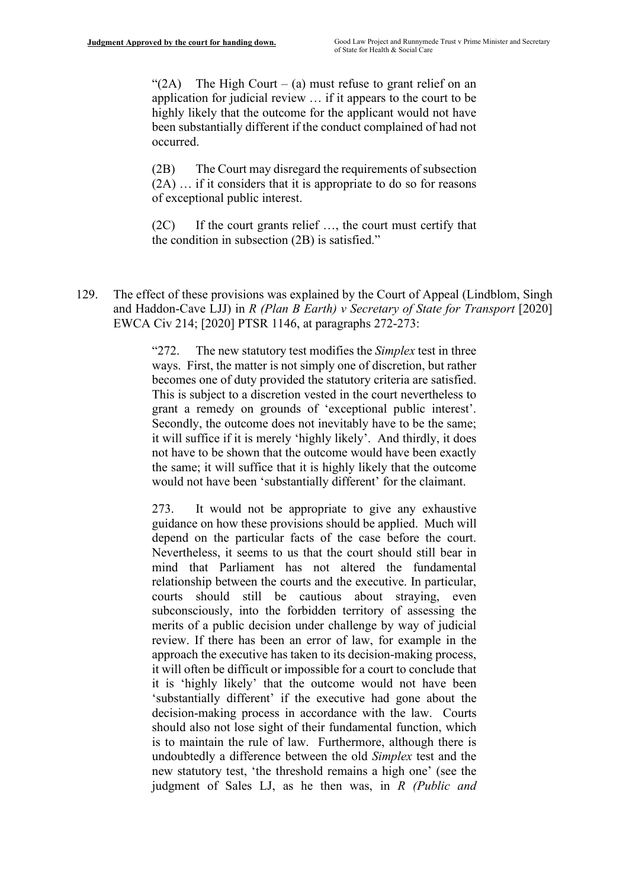> "(2A) The High Court – (a) must refuse to grant relief on an application for judicial review … if it appears to the court to be highly likely that the outcome for the applicant would not have been substantially different if the conduct complained of had not occurred.
>
> (2B) The Court may disregard the requirements of subsection (2A) … if it considers that it is appropriate to do so for reasons of exceptional public interest.
>
> (2C) If the court grants relief …, the court must certify that the condition in subsection (2B) is satisfied."

129. The effect of these provisions was explained by the Court of Appeal (Lindblom, Singh and Haddon-Cave LJJ) in *R (Plan B Earth) v Secretary of State for Transport* [2020] EWCA Civ 214; [2020] PTSR 1146, at paragraphs 272-273:

> "272. The new statutory test modifies the *Simplex* test in three ways. First, the matter is not simply one of discretion, but rather becomes one of duty provided the statutory criteria are satisfied. This is subject to a discretion vested in the court nevertheless to grant a remedy on grounds of 'exceptional public interest'. Secondly, the outcome does not inevitably have to be the same; it will suffice if it is merely 'highly likely'. And thirdly, it does not have to be shown that the outcome would have been exactly the same; it will suffice that it is highly likely that the outcome would not have been 'substantially different' for the claimant.
>
> 273. It would not be appropriate to give any exhaustive guidance on how these provisions should be applied. Much will depend on the particular facts of the case before the court. Nevertheless, it seems to us that the court should still bear in mind that Parliament has not altered the fundamental relationship between the courts and the executive. In particular, courts should still be cautious about straying, even subconsciously, into the forbidden territory of assessing the merits of a public decision under challenge by way of judicial review. If there has been an error of law, for example in the approach the executive has taken to its decision-making process, it will often be difficult or impossible for a court to conclude that it is 'highly likely' that the outcome would not have been 'substantially different' if the executive had gone about the decision-making process in accordance with the law. Courts should also not lose sight of their fundamental function, which is to maintain the rule of law. Furthermore, although there is undoubtedly a difference between the old *Simplex* test and the new statutory test, 'the threshold remains a high one' (see the judgment of Sales LJ, as he then was, in *R (Public and*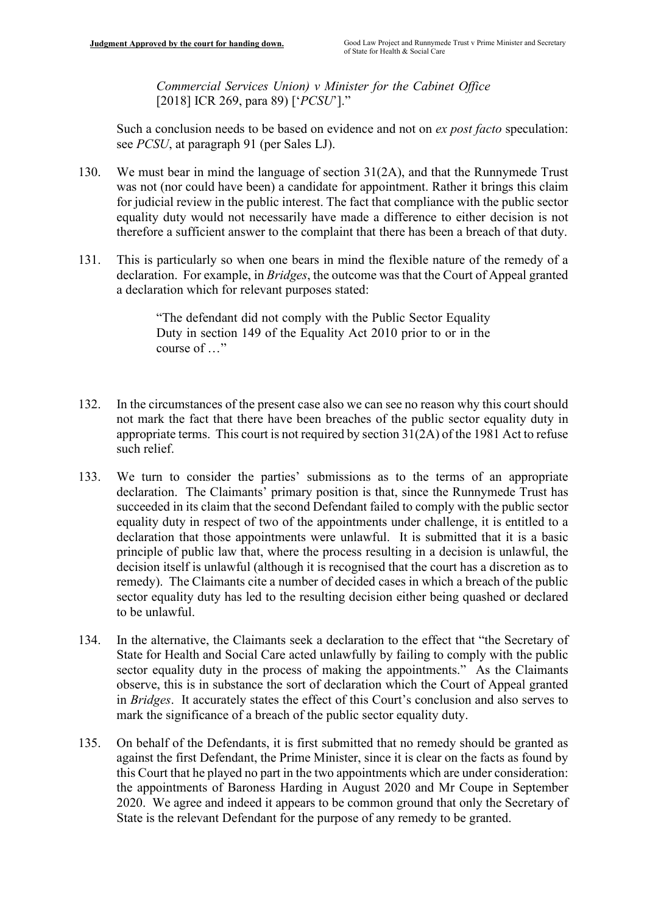*Commercial Services Union) v Minister for the Cabinet Office* [2018] ICR 269, para 89) ['*PCSU*']."

Such a conclusion needs to be based on evidence and not on *ex post facto* speculation: see *PCSU*, at paragraph 91 (per Sales LJ).

130. We must bear in mind the language of section 31(2A), and that the Runnymede Trust was not (nor could have been) a candidate for appointment. Rather it brings this claim for judicial review in the public interest. The fact that compliance with the public sector equality duty would not necessarily have made a difference to either decision is not therefore a sufficient answer to the complaint that there has been a breach of that duty.

131. This is particularly so when one bears in mind the flexible nature of the remedy of a declaration. For example, in *Bridges*, the outcome was that the Court of Appeal granted a declaration which for relevant purposes stated:

> "The defendant did not comply with the Public Sector Equality Duty in section 149 of the Equality Act 2010 prior to or in the course of …"

132. In the circumstances of the present case also we can see no reason why this court should not mark the fact that there have been breaches of the public sector equality duty in appropriate terms. This court is not required by section 31(2A) of the 1981 Act to refuse such relief.

133. We turn to consider the parties' submissions as to the terms of an appropriate declaration. The Claimants' primary position is that, since the Runnymede Trust has succeeded in its claim that the second Defendant failed to comply with the public sector equality duty in respect of two of the appointments under challenge, it is entitled to a declaration that those appointments were unlawful. It is submitted that it is a basic principle of public law that, where the process resulting in a decision is unlawful, the decision itself is unlawful (although it is recognised that the court has a discretion as to remedy). The Claimants cite a number of decided cases in which a breach of the public sector equality duty has led to the resulting decision either being quashed or declared to be unlawful.

134. In the alternative, the Claimants seek a declaration to the effect that "the Secretary of State for Health and Social Care acted unlawfully by failing to comply with the public sector equality duty in the process of making the appointments." As the Claimants observe, this is in substance the sort of declaration which the Court of Appeal granted in *Bridges*. It accurately states the effect of this Court's conclusion and also serves to mark the significance of a breach of the public sector equality duty.

135. On behalf of the Defendants, it is first submitted that no remedy should be granted as against the first Defendant, the Prime Minister, since it is clear on the facts as found by this Court that he played no part in the two appointments which are under consideration: the appointments of Baroness Harding in August 2020 and Mr Coupe in September 2020. We agree and indeed it appears to be common ground that only the Secretary of State is the relevant Defendant for the purpose of any remedy to be granted.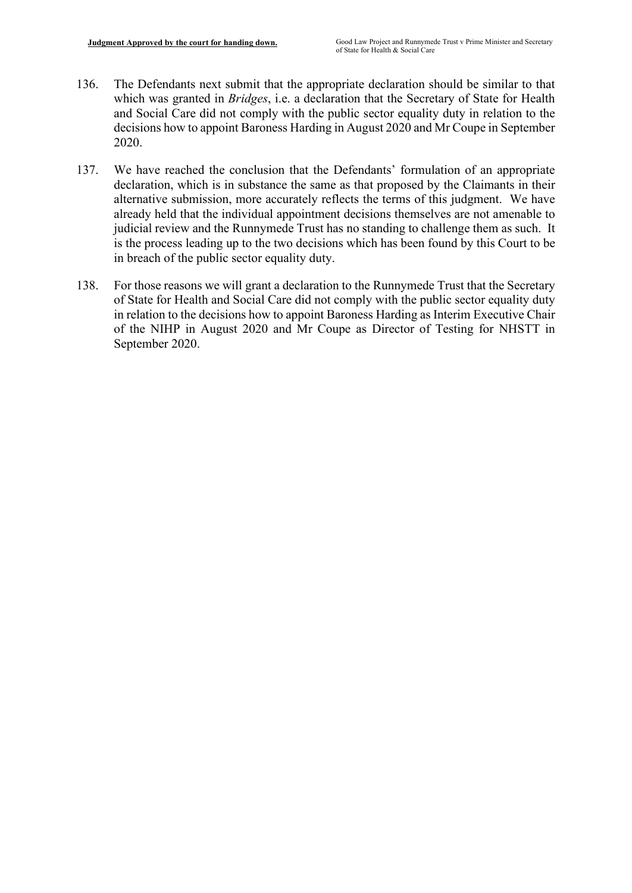136. The Defendants next submit that the appropriate declaration should be similar to that which was granted in *Bridges*, i.e. a declaration that the Secretary of State for Health and Social Care did not comply with the public sector equality duty in relation to the decisions how to appoint Baroness Harding in August 2020 and Mr Coupe in September 2020.

137. We have reached the conclusion that the Defendants' formulation of an appropriate declaration, which is in substance the same as that proposed by the Claimants in their alternative submission, more accurately reflects the terms of this judgment. We have already held that the individual appointment decisions themselves are not amenable to judicial review and the Runnymede Trust has no standing to challenge them as such. It is the process leading up to the two decisions which has been found by this Court to be in breach of the public sector equality duty.

138. For those reasons we will grant a declaration to the Runnymede Trust that the Secretary of State for Health and Social Care did not comply with the public sector equality duty in relation to the decisions how to appoint Baroness Harding as Interim Executive Chair of the NIHP in August 2020 and Mr Coupe as Director of Testing for NHSTT in September 2020.